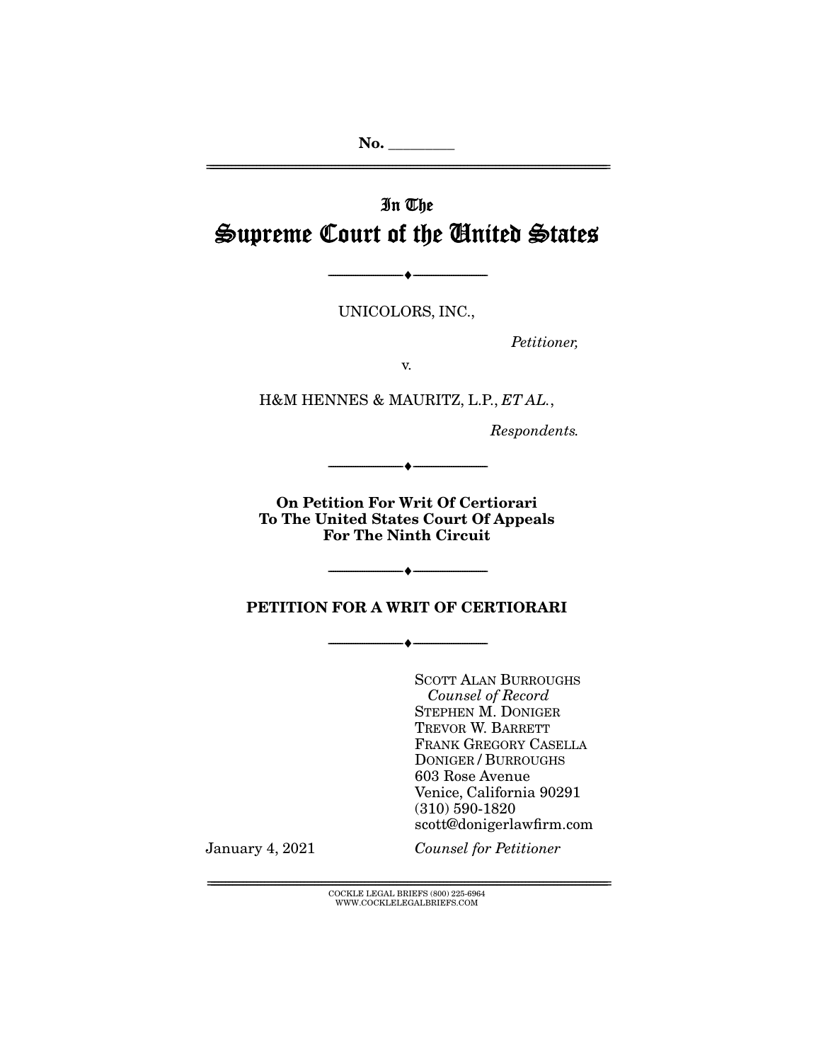No. ________

# In The Supreme Court of the United States

---

UNICOLORS, INC.,

*Petitioner,*

v.

H&M HENNES & MAURITZ, L.P., *ET AL.*,

*Respondents.*

---

**On Petition For Writ Of Certiorari To The United States Court Of Appeals For The Ninth Circuit**

---

**PETITION FOR A WRIT OF CERTIORARI**

---

SCOTT ALAN BURROUGHS
*Counsel of Record*
STEPHEN M. DONIGER
TREVOR W. BARRETT
FRANK GREGORY CASELLA
DONIGER / BURROUGHS
603 Rose Avenue
Venice, California 90291
(310) 590-1820
scott@donigerlawfirm.com

January 4, 2021

*Counsel for Petitioner*

COCKLE LEGAL BRIEFS (800) 225-6964
WWW.COCKLELEGALBRIEFS.COM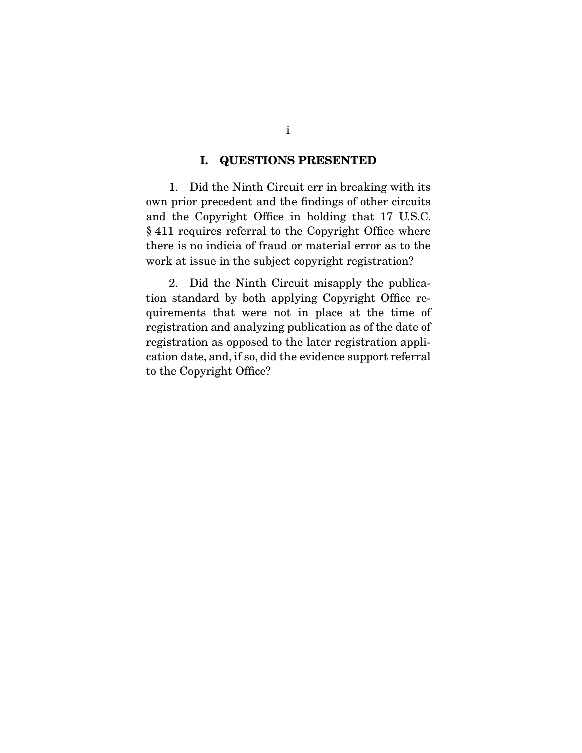## I. QUESTIONS PRESENTED

1. Did the Ninth Circuit err in breaking with its own prior precedent and the findings of other circuits and the Copyright Office in holding that 17 U.S.C. § 411 requires referral to the Copyright Office where there is no indicia of fraud or material error as to the work at issue in the subject copyright registration?

2. Did the Ninth Circuit misapply the publication standard by both applying Copyright Office requirements that were not in place at the time of registration and analyzing publication as of the date of registration as opposed to the later registration application date, and, if so, did the evidence support referral to the Copyright Office?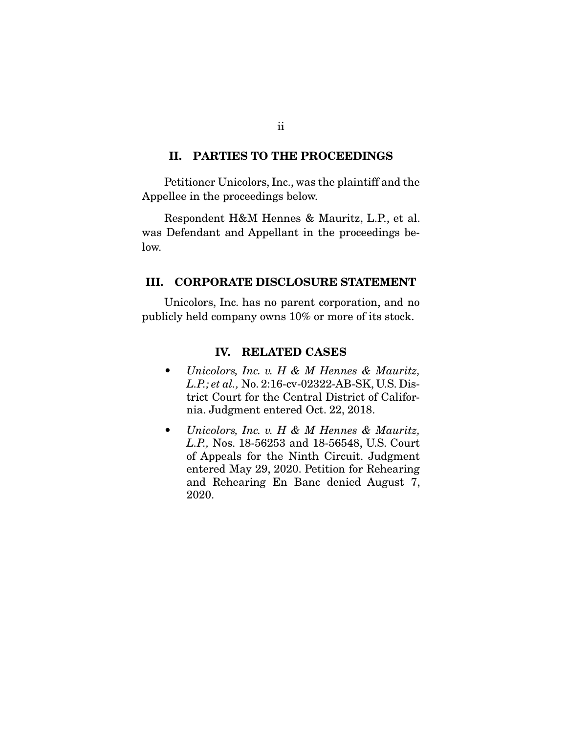## II. PARTIES TO THE PROCEEDINGS

Petitioner Unicolors, Inc., was the plaintiff and the Appellee in the proceedings below.

Respondent H&M Hennes & Mauritz, L.P., et al. was Defendant and Appellant in the proceedings below.

## III. CORPORATE DISCLOSURE STATEMENT

Unicolors, Inc. has no parent corporation, and no publicly held company owns 10% or more of its stock.

## IV. RELATED CASES

- *Unicolors, Inc. v. H & M Hennes & Mauritz, L.P.; et al.,* No. 2:16-cv-02322-AB-SK, U.S. District Court for the Central District of California. Judgment entered Oct. 22, 2018.
- *Unicolors, Inc. v. H & M Hennes & Mauritz, L.P.,* Nos. 18-56253 and 18-56548, U.S. Court of Appeals for the Ninth Circuit. Judgment entered May 29, 2020. Petition for Rehearing and Rehearing En Banc denied August 7, 2020.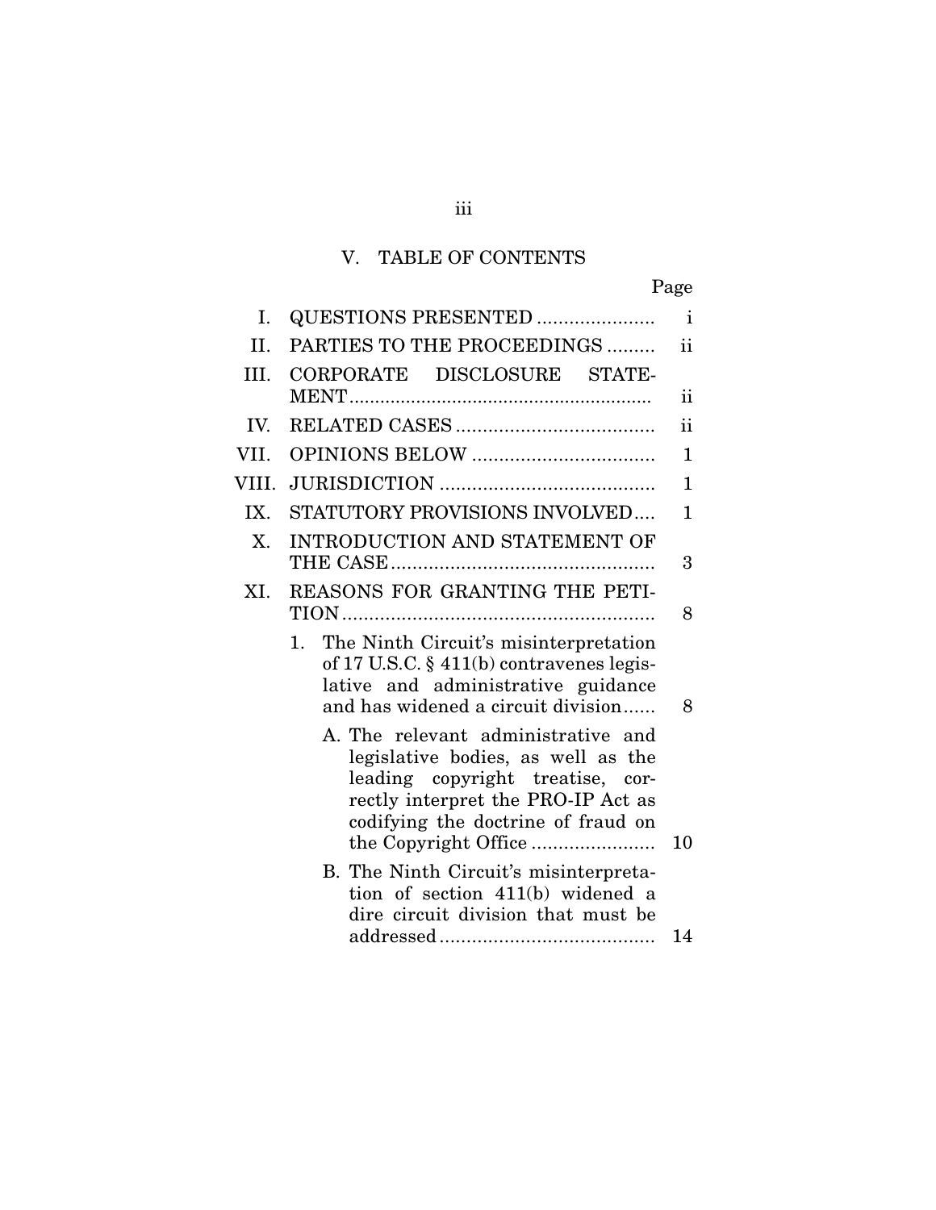## V. TABLE OF CONTENTS

| | | Page |
|---|---|---|
| I. | QUESTIONS PRESENTED | i |
| II. | PARTIES TO THE PROCEEDINGS | ii |
| III. | CORPORATE DISCLOSURE STATEMENT | ii |
| IV. | RELATED CASES | ii |
| VII. | OPINIONS BELOW | 1 |
| VIII. | JURISDICTION | 1 |
| IX. | STATUTORY PROVISIONS INVOLVED | 1 |
| X. | INTRODUCTION AND STATEMENT OF THE CASE | 3 |
| XI. | REASONS FOR GRANTING THE PETITION | 8 |
| | 1. The Ninth Circuit's misinterpretation of 17 U.S.C. § 411(b) contravenes legislative and administrative guidance and has widened a circuit division | 8 |
| | A. The relevant administrative and legislative bodies, as well as the leading copyright treatise, correctly interpret the PRO-IP Act as codifying the doctrine of fraud on the Copyright Office | 10 |
| | B. The Ninth Circuit's misinterpretation of section 411(b) widened a dire circuit division that must be addressed | 14 |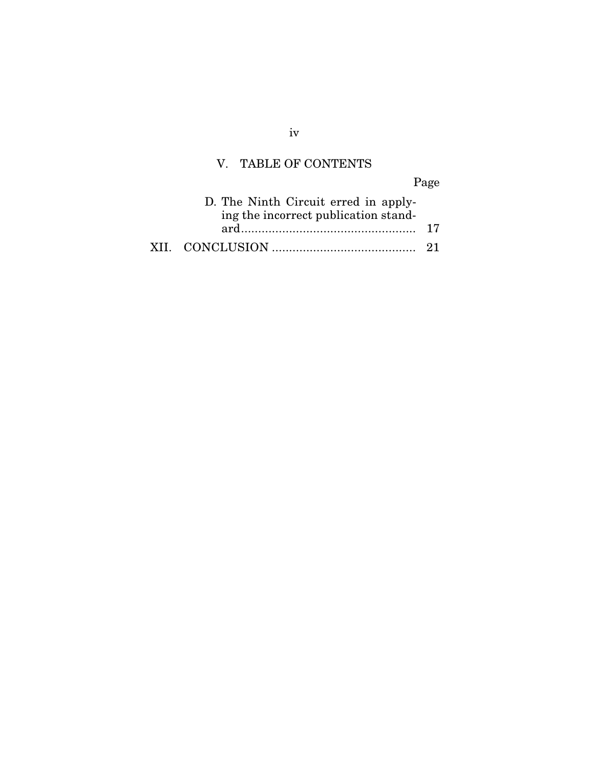## V. TABLE OF CONTENTS

| | Page |
|---|---|
| D. The Ninth Circuit erred in applying the incorrect publication standard | 17 |
| XII. CONCLUSION | 21 |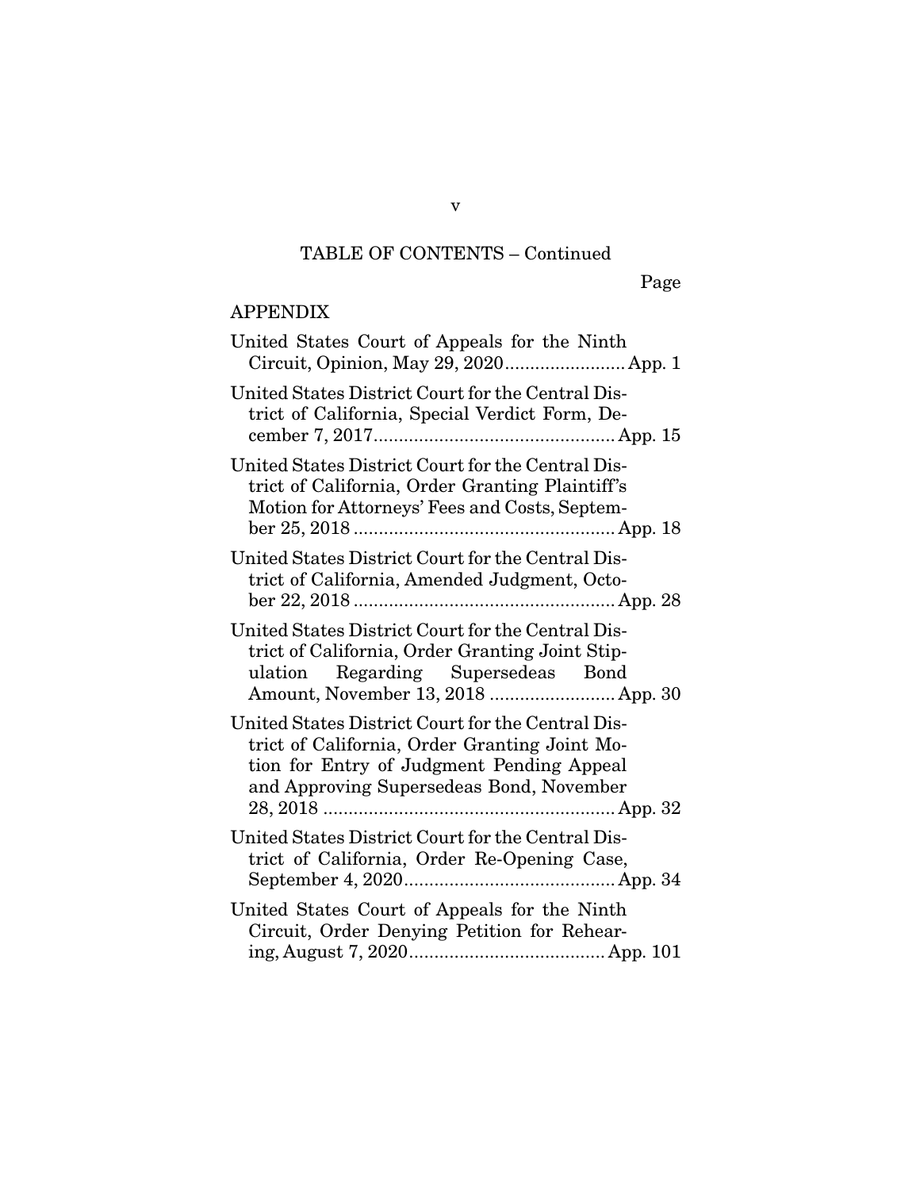TABLE OF CONTENTS – Continued

Page

APPENDIX

United States Court of Appeals for the Ninth Circuit, Opinion, May 29, 2020 ........................ App. 1

United States District Court for the Central District of California, Special Verdict Form, December 7, 2017 ................................................ App. 15

United States District Court for the Central District of California, Order Granting Plaintiff's Motion for Attorneys' Fees and Costs, September 25, 2018 .................................................... App. 18

United States District Court for the Central District of California, Amended Judgment, October 22, 2018 .................................................... App. 28

United States District Court for the Central District of California, Order Granting Joint Stipulation Regarding Supersedeas Bond Amount, November 13, 2018 ......................... App. 30

United States District Court for the Central District of California, Order Granting Joint Motion for Entry of Judgment Pending Appeal and Approving Supersedeas Bond, November 28, 2018 .......................................................... App. 32

United States District Court for the Central District of California, Order Re-Opening Case, September 4, 2020 .......................................... App. 34

United States Court of Appeals for the Ninth Circuit, Order Denying Petition for Rehearing, August 7, 2020 ....................................... App. 101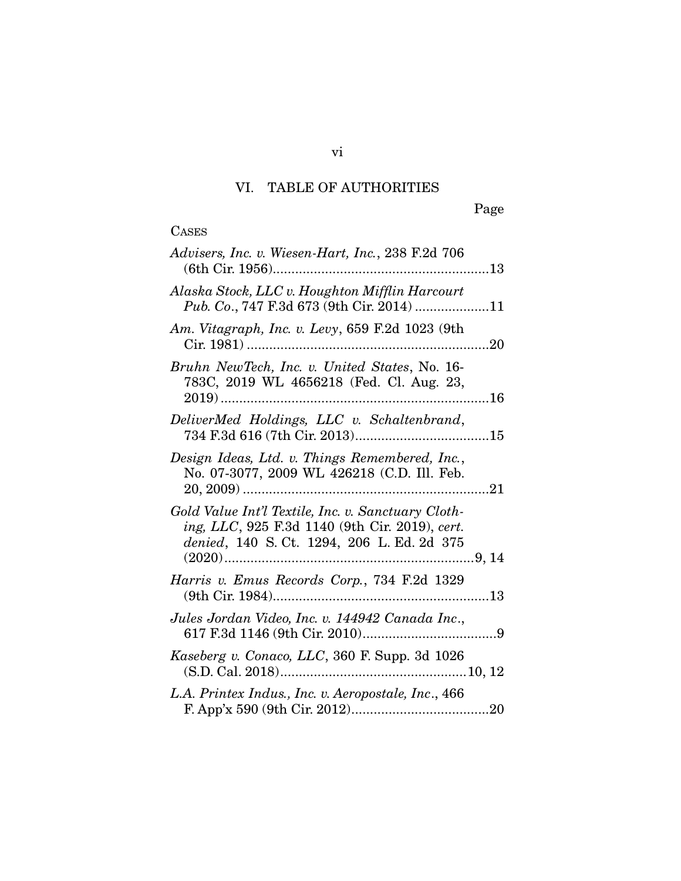## VI. TABLE OF AUTHORITIES

Page

CASES

*Advisers, Inc. v. Wiesen-Hart, Inc.*, 238 F.2d 706 (6th Cir. 1956)..........................................................13

*Alaska Stock, LLC v. Houghton Mifflin Harcourt Pub. Co.*, 747 F.3d 673 (9th Cir. 2014) ....................11

*Am. Vitagraph, Inc. v. Levy*, 659 F.2d 1023 (9th Cir. 1981) .................................................................20

*Bruhn NewTech, Inc. v. United States*, No. 16-783C, 2019 WL 4656218 (Fed. Cl. Aug. 23, 2019) ........................................................................16

*DeliverMed Holdings, LLC v. Schaltenbrand*, 734 F.3d 616 (7th Cir. 2013)....................................15

*Design Ideas, Ltd. v. Things Remembered, Inc.*, No. 07-3077, 2009 WL 426218 (C.D. Ill. Feb. 20, 2009) ..................................................................21

*Gold Value Int'l Textile, Inc. v. Sanctuary Clothing, LLC*, 925 F.3d 1140 (9th Cir. 2019), *cert. denied*, 140 S. Ct. 1294, 206 L. Ed. 2d 375 (2020)...................................................................9, 14

*Harris v. Emus Records Corp.*, 734 F.2d 1329 (9th Cir. 1984)..........................................................13

*Jules Jordan Video, Inc. v. 144942 Canada Inc.*, 617 F.3d 1146 (9th Cir. 2010)....................................9

*Kaseberg v. Conaco, LLC*, 360 F. Supp. 3d 1026 (S.D. Cal. 2018)..................................................10, 12

*L.A. Printex Indus., Inc. v. Aeropostale, Inc.*, 466 F. App'x 590 (9th Cir. 2012).....................................20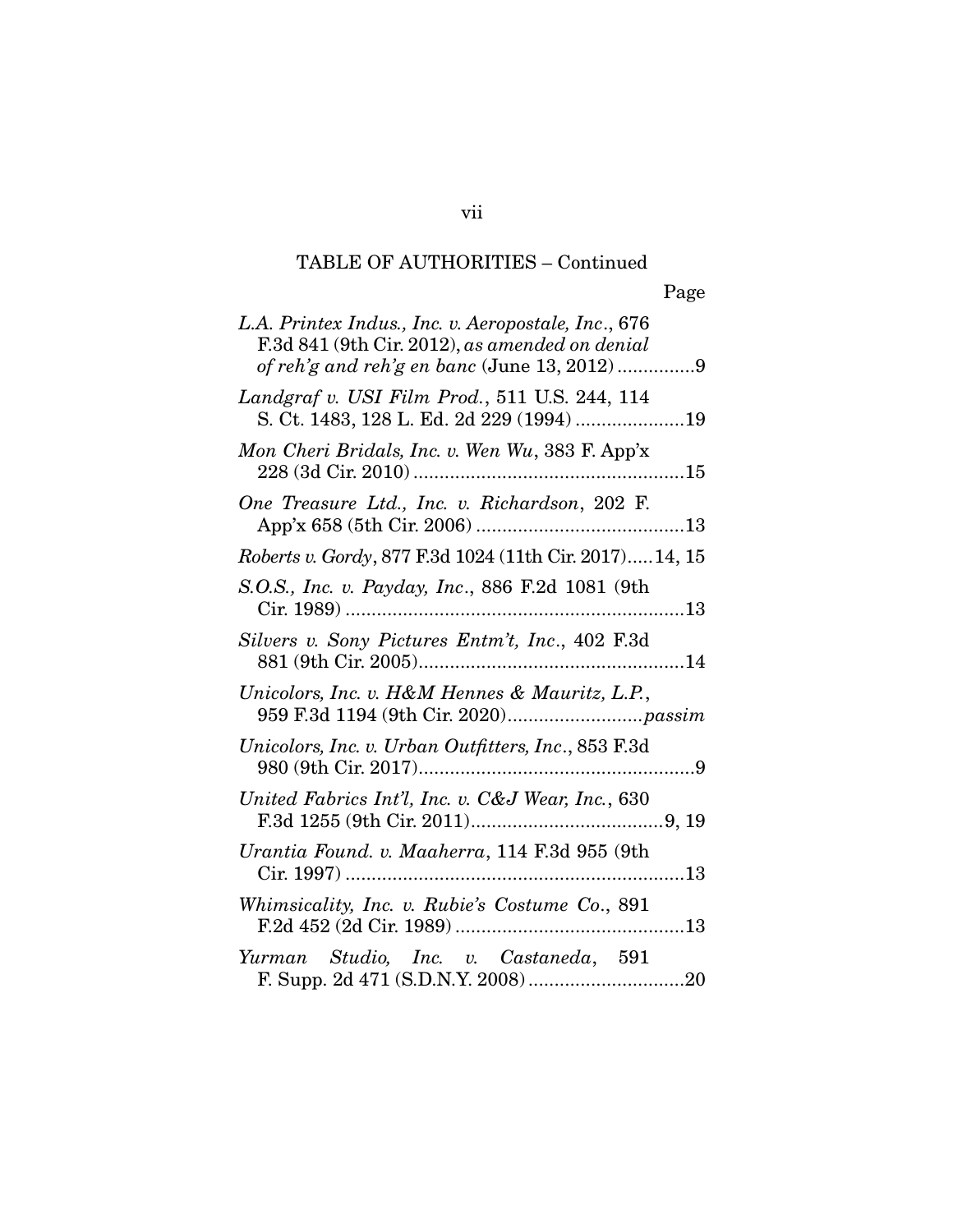TABLE OF AUTHORITIES – Continued

Page

*L.A. Printex Indus., Inc. v. Aeropostale, Inc.*, 676 F.3d 841 (9th Cir. 2012), *as amended on denial of reh'g and reh'g en banc* (June 13, 2012) ..............9

*Landgraf v. USI Film Prod.*, 511 U.S. 244, 114 S. Ct. 1483, 128 L. Ed. 2d 229 (1994) .....................19

*Mon Cheri Bridals, Inc. v. Wen Wu*, 383 F. App'x 228 (3d Cir. 2010) ....................................................15

*One Treasure Ltd., Inc. v. Richardson*, 202 F. App'x 658 (5th Cir. 2006) ........................................13

*Roberts v. Gordy*, 877 F.3d 1024 (11th Cir. 2017).....14, 15

*S.O.S., Inc. v. Payday, Inc.*, 886 F.2d 1081 (9th Cir. 1989) .................................................................13

*Silvers v. Sony Pictures Entm't, Inc.*, 402 F.3d 881 (9th Cir. 2005)...................................................14

*Unicolors, Inc. v. H&M Hennes & Mauritz, L.P.*, 959 F.3d 1194 (9th Cir. 2020).........................*passim*

*Unicolors, Inc. v. Urban Outfitters, Inc.*, 853 F.3d 980 (9th Cir. 2017).....................................................9

*United Fabrics Int'l, Inc. v. C&J Wear, Inc.*, 630 F.3d 1255 (9th Cir. 2011).....................................9, 19

*Urantia Found. v. Maaherra*, 114 F.3d 955 (9th Cir. 1997) .................................................................13

*Whimsicality, Inc. v. Rubie's Costume Co.*, 891 F.2d 452 (2d Cir. 1989) ............................................13

*Yurman Studio, Inc. v. Castaneda*, 591 F. Supp. 2d 471 (S.D.N.Y. 2008) ..............................20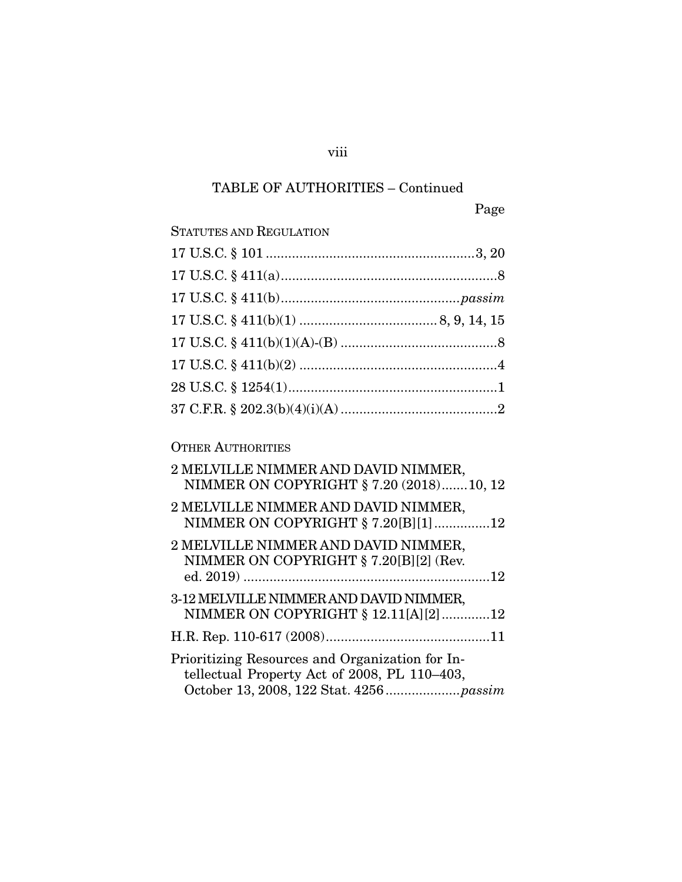TABLE OF AUTHORITIES – Continued

| | Page |
|---|---|
| **STATUTES AND REGULATION** | |
| 17 U.S.C. § 101 | 3, 20 |
| 17 U.S.C. § 411(a) | 8 |
| 17 U.S.C. § 411(b) | *passim* |
| 17 U.S.C. § 411(b)(1) | 8, 9, 14, 15 |
| 17 U.S.C. § 411(b)(1)(A)-(B) | 8 |
| 17 U.S.C. § 411(b)(2) | 4 |
| 28 U.S.C. § 1254(1) | 1 |
| 37 C.F.R. § 202.3(b)(4)(i)(A) | 2 |
| **OTHER AUTHORITIES** | |
| 2 MELVILLE NIMMER AND DAVID NIMMER, NIMMER ON COPYRIGHT § 7.20 (2018) | 10, 12 |
| 2 MELVILLE NIMMER AND DAVID NIMMER, NIMMER ON COPYRIGHT § 7.20[B][1] | 12 |
| 2 MELVILLE NIMMER AND DAVID NIMMER, NIMMER ON COPYRIGHT § 7.20[B][2] (Rev. ed. 2019) | 12 |
| 3-12 MELVILLE NIMMER AND DAVID NIMMER, NIMMER ON COPYRIGHT § 12.11[A][2] | 12 |
| H.R. Rep. 110-617 (2008) | 11 |
| Prioritizing Resources and Organization for Intellectual Property Act of 2008, PL 110–403, October 13, 2008, 122 Stat. 4256 | *passim* |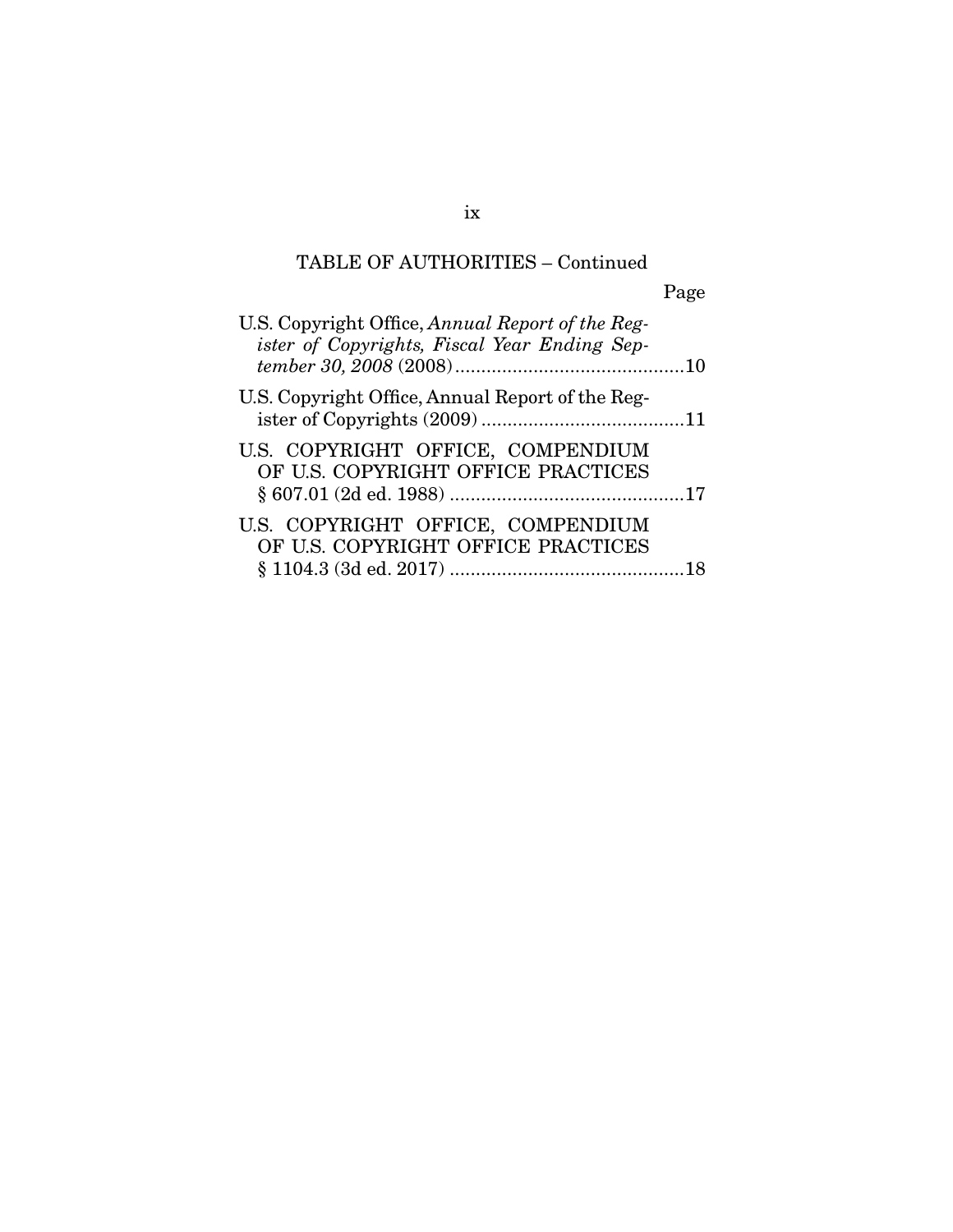TABLE OF AUTHORITIES – Continued

Page

U.S. Copyright Office, *Annual Report of the Register of Copyrights, Fiscal Year Ending September 30, 2008* (2008) ............................................10

U.S. Copyright Office, Annual Report of the Register of Copyrights (2009) .......................................11

U.S. COPYRIGHT OFFICE, COMPENDIUM OF U.S. COPYRIGHT OFFICE PRACTICES § 607.01 (2d ed. 1988) .............................................17

U.S. COPYRIGHT OFFICE, COMPENDIUM OF U.S. COPYRIGHT OFFICE PRACTICES § 1104.3 (3d ed. 2017) .............................................18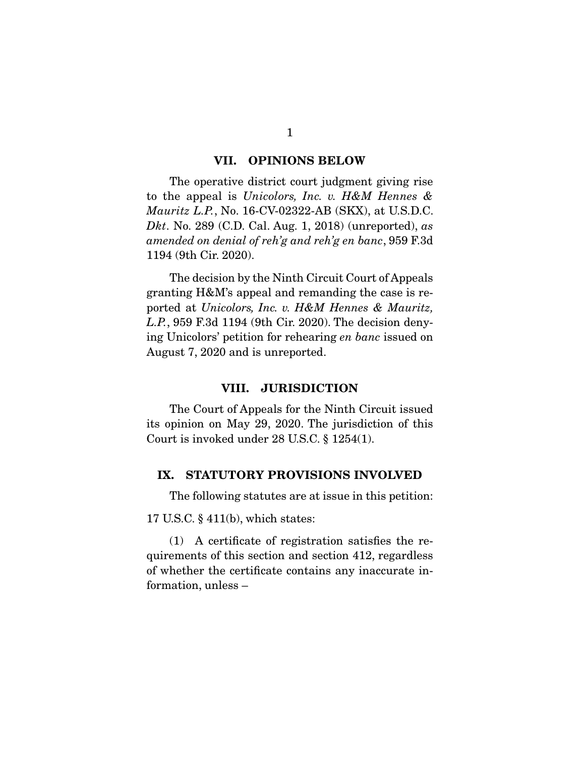## VII. OPINIONS BELOW

The operative district court judgment giving rise to the appeal is *Unicolors, Inc. v. H&M Hennes & Mauritz L.P.*, No. 16-CV-02322-AB (SKX), at U.S.D.C. *Dkt*. No. 289 (C.D. Cal. Aug. 1, 2018) (unreported), *as amended on denial of reh'g and reh'g en banc*, 959 F.3d 1194 (9th Cir. 2020).

The decision by the Ninth Circuit Court of Appeals granting H&M's appeal and remanding the case is reported at *Unicolors, Inc. v. H&M Hennes & Mauritz, L.P.*, 959 F.3d 1194 (9th Cir. 2020). The decision denying Unicolors' petition for rehearing *en banc* issued on August 7, 2020 and is unreported.

## VIII. JURISDICTION

The Court of Appeals for the Ninth Circuit issued its opinion on May 29, 2020. The jurisdiction of this Court is invoked under 28 U.S.C. § 1254(1).

## IX. STATUTORY PROVISIONS INVOLVED

The following statutes are at issue in this petition:

17 U.S.C. § 411(b), which states:

(1) A certificate of registration satisfies the requirements of this section and section 412, regardless of whether the certificate contains any inaccurate information, unless –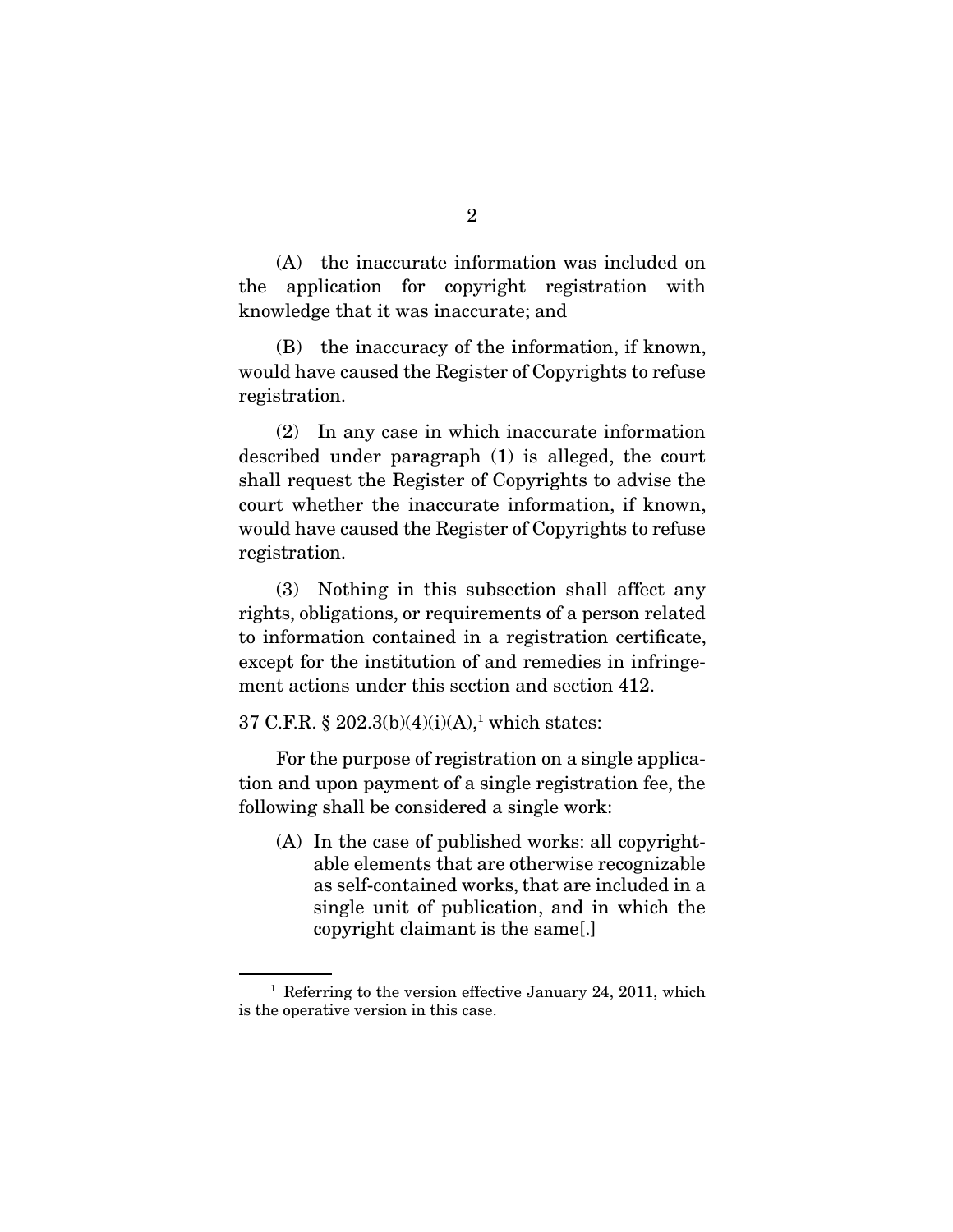(A) the inaccurate information was included on the application for copyright registration with knowledge that it was inaccurate; and

(B) the inaccuracy of the information, if known, would have caused the Register of Copyrights to refuse registration.

(2) In any case in which inaccurate information described under paragraph (1) is alleged, the court shall request the Register of Copyrights to advise the court whether the inaccurate information, if known, would have caused the Register of Copyrights to refuse registration.

(3) Nothing in this subsection shall affect any rights, obligations, or requirements of a person related to information contained in a registration certificate, except for the institution of and remedies in infringement actions under this section and section 412.

37 C.F.R. § 202.3(b)(4)(i)(A),[1] which states:

For the purpose of registration on a single application and upon payment of a single registration fee, the following shall be considered a single work:

> (A) In the case of published works: all copyrightable elements that are otherwise recognizable as self-contained works, that are included in a single unit of publication, and in which the copyright claimant is the same[.]

---

[1] Referring to the version effective January 24, 2011, which is the operative version in this case.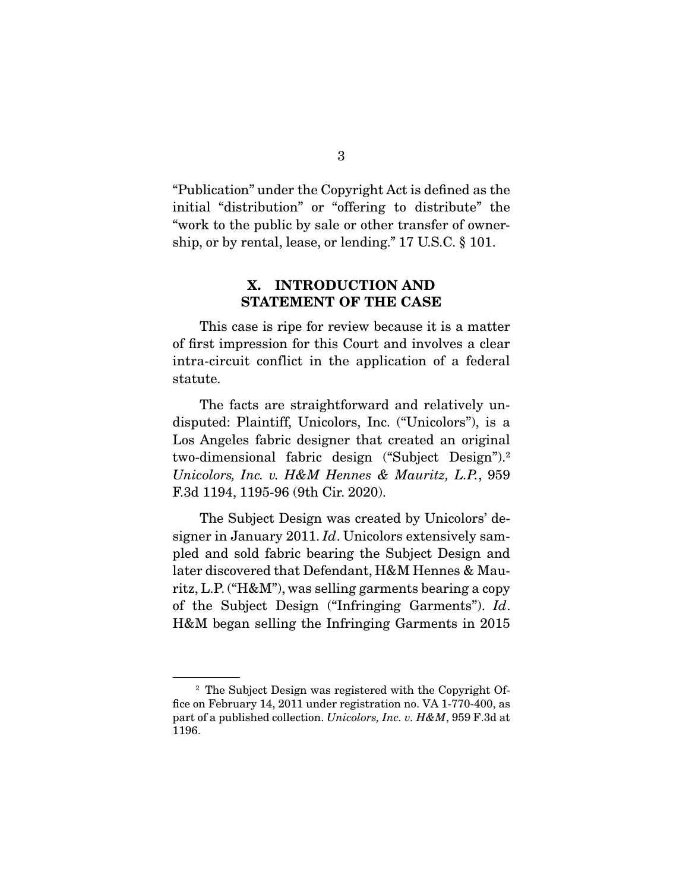"Publication" under the Copyright Act is defined as the initial "distribution" or "offering to distribute" the "work to the public by sale or other transfer of ownership, or by rental, lease, or lending." 17 U.S.C. § 101.

## X. INTRODUCTION AND STATEMENT OF THE CASE

This case is ripe for review because it is a matter of first impression for this Court and involves a clear intra-circuit conflict in the application of a federal statute.

The facts are straightforward and relatively undisputed: Plaintiff, Unicolors, Inc. ("Unicolors"), is a Los Angeles fabric designer that created an original two-dimensional fabric design ("Subject Design").[2] *Unicolors, Inc. v. H&M Hennes & Mauritz, L.P.*, 959 F.3d 1194, 1195-96 (9th Cir. 2020).

The Subject Design was created by Unicolors' designer in January 2011. *Id*. Unicolors extensively sampled and sold fabric bearing the Subject Design and later discovered that Defendant, H&M Hennes & Mauritz, L.P. ("H&M"), was selling garments bearing a copy of the Subject Design ("Infringing Garments"). *Id*. H&M began selling the Infringing Garments in 2015

[2] The Subject Design was registered with the Copyright Office on February 14, 2011 under registration no. VA 1-770-400, as part of a published collection. *Unicolors, Inc. v. H&M*, 959 F.3d at 1196.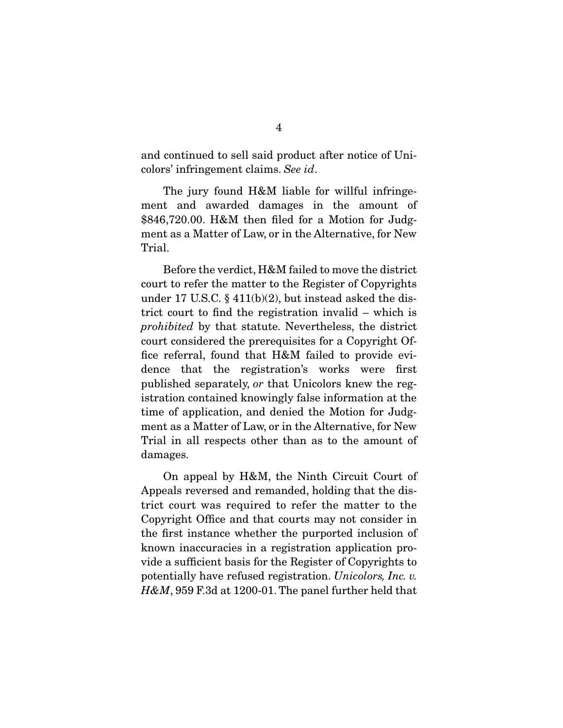and continued to sell said product after notice of Unicolors' infringement claims. *See id*.

The jury found H&M liable for willful infringement and awarded damages in the amount of $846,720.00. H&M then filed for a Motion for Judgment as a Matter of Law, or in the Alternative, for New Trial.

Before the verdict, H&M failed to move the district court to refer the matter to the Register of Copyrights under 17 U.S.C. § 411(b)(2), but instead asked the district court to find the registration invalid – which is *prohibited* by that statute. Nevertheless, the district court considered the prerequisites for a Copyright Office referral, found that H&M failed to provide evidence that the registration's works were first published separately, *or* that Unicolors knew the registration contained knowingly false information at the time of application, and denied the Motion for Judgment as a Matter of Law, or in the Alternative, for New Trial in all respects other than as to the amount of damages.

On appeal by H&M, the Ninth Circuit Court of Appeals reversed and remanded, holding that the district court was required to refer the matter to the Copyright Office and that courts may not consider in the first instance whether the purported inclusion of known inaccuracies in a registration application provide a sufficient basis for the Register of Copyrights to potentially have refused registration. *Unicolors, Inc. v. H&M*, 959 F.3d at 1200-01. The panel further held that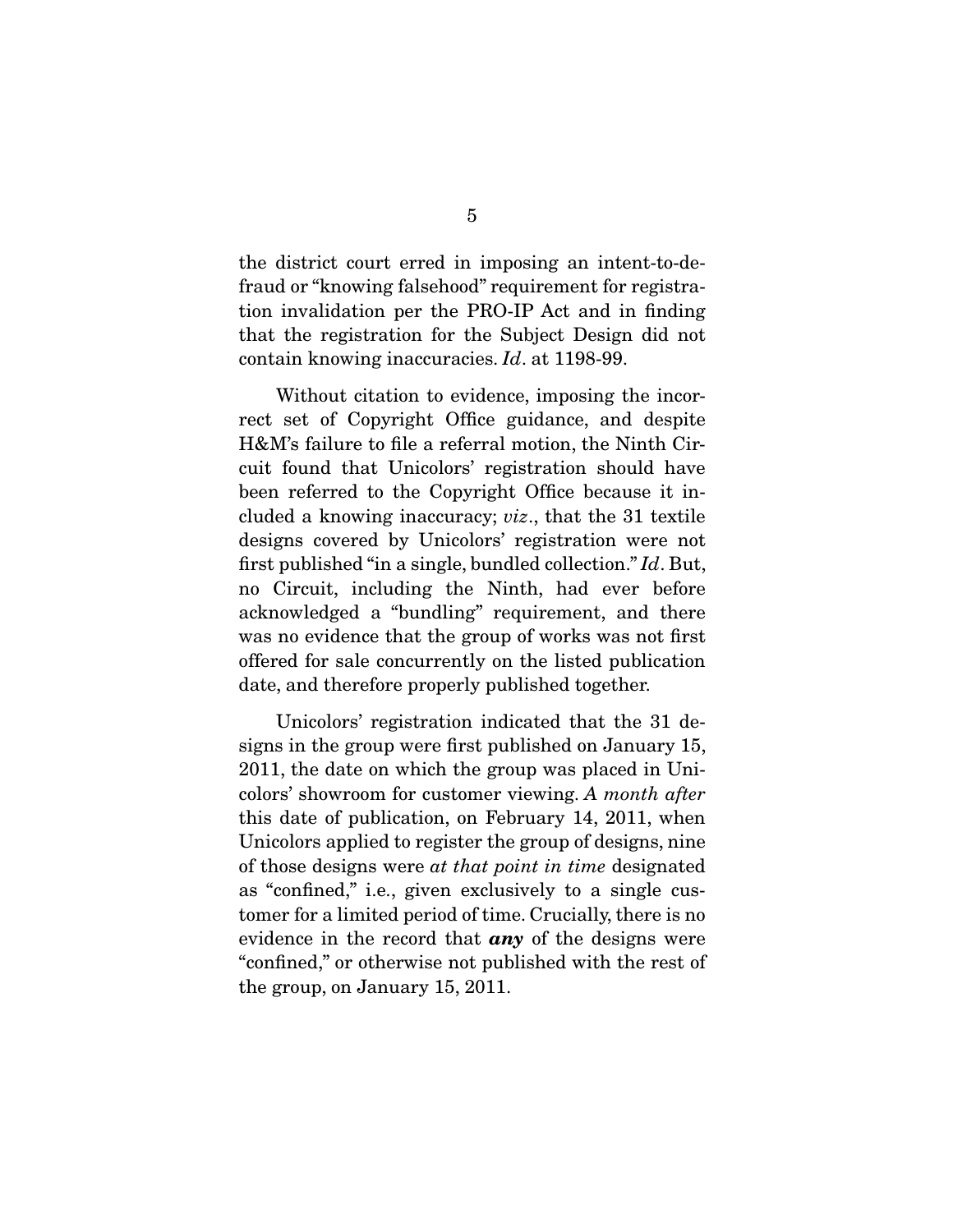the district court erred in imposing an intent-to-defraud or "knowing falsehood" requirement for registration invalidation per the PRO-IP Act and in finding that the registration for the Subject Design did not contain knowing inaccuracies. *Id*. at 1198-99.

Without citation to evidence, imposing the incorrect set of Copyright Office guidance, and despite H&M's failure to file a referral motion, the Ninth Circuit found that Unicolors' registration should have been referred to the Copyright Office because it included a knowing inaccuracy; *viz*., that the 31 textile designs covered by Unicolors' registration were not first published "in a single, bundled collection." *Id*. But, no Circuit, including the Ninth, had ever before acknowledged a "bundling" requirement, and there was no evidence that the group of works was not first offered for sale concurrently on the listed publication date, and therefore properly published together.

Unicolors' registration indicated that the 31 designs in the group were first published on January 15, 2011, the date on which the group was placed in Unicolors' showroom for customer viewing. *A month after* this date of publication, on February 14, 2011, when Unicolors applied to register the group of designs, nine of those designs were *at that point in time* designated as "confined," i.e., given exclusively to a single customer for a limited period of time. Crucially, there is no evidence in the record that ***any*** of the designs were "confined," or otherwise not published with the rest of the group, on January 15, 2011.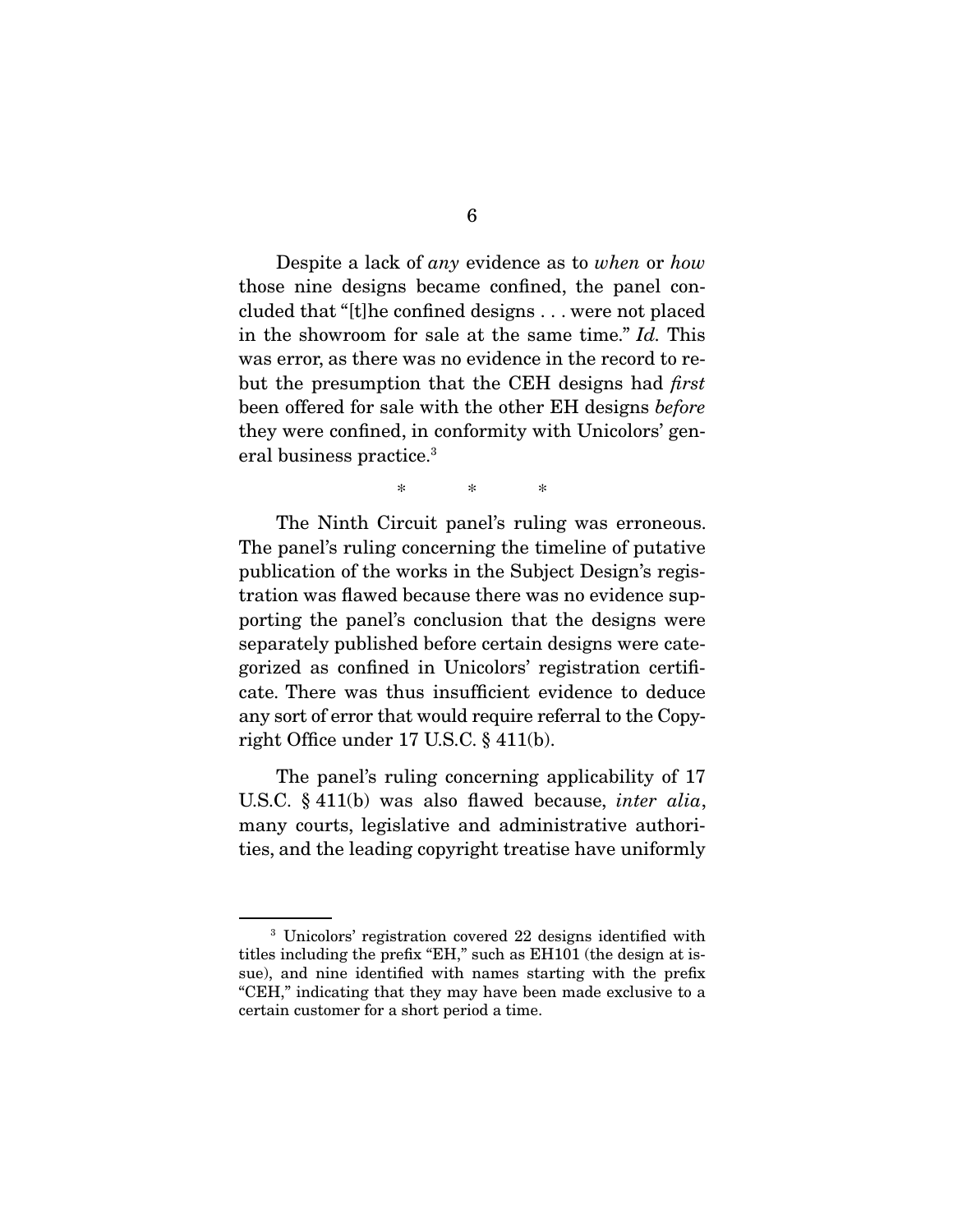Despite a lack of *any* evidence as to *when* or *how* those nine designs became confined, the panel concluded that "[t]he confined designs . . . were not placed in the showroom for sale at the same time." *Id.* This was error, as there was no evidence in the record to rebut the presumption that the CEH designs had *first* been offered for sale with the other EH designs *before* they were confined, in conformity with Unicolors' general business practice.[3]

\* \* \*

The Ninth Circuit panel's ruling was erroneous. The panel's ruling concerning the timeline of putative publication of the works in the Subject Design's registration was flawed because there was no evidence supporting the panel's conclusion that the designs were separately published before certain designs were categorized as confined in Unicolors' registration certificate. There was thus insufficient evidence to deduce any sort of error that would require referral to the Copyright Office under 17 U.S.C. § 411(b).

The panel's ruling concerning applicability of 17 U.S.C. § 411(b) was also flawed because, *inter alia*, many courts, legislative and administrative authorities, and the leading copyright treatise have uniformly

---

[3] Unicolors' registration covered 22 designs identified with titles including the prefix "EH," such as EH101 (the design at issue), and nine identified with names starting with the prefix "CEH," indicating that they may have been made exclusive to a certain customer for a short period a time.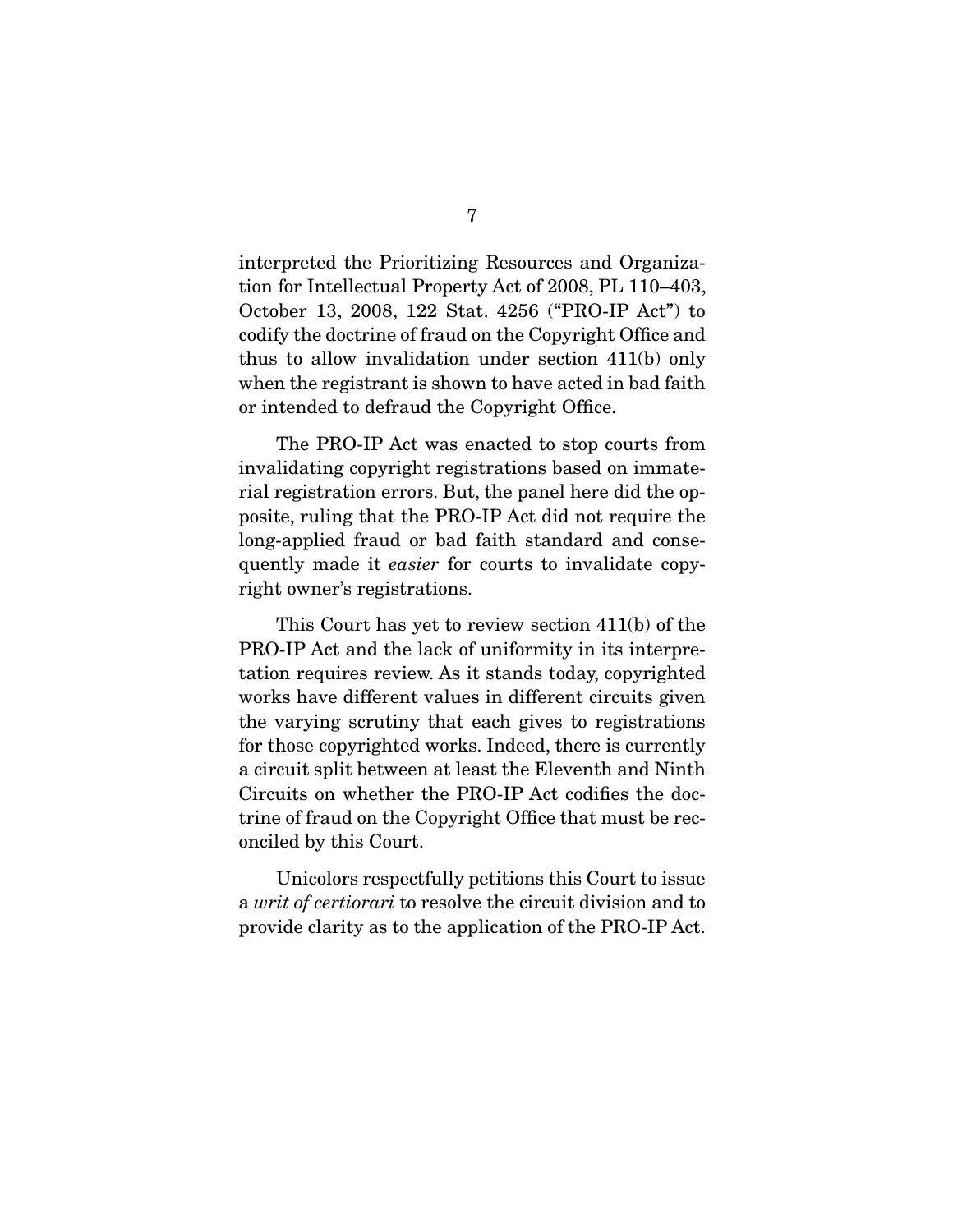interpreted the Prioritizing Resources and Organization for Intellectual Property Act of 2008, PL 110–403, October 13, 2008, 122 Stat. 4256 ("PRO-IP Act") to codify the doctrine of fraud on the Copyright Office and thus to allow invalidation under section 411(b) only when the registrant is shown to have acted in bad faith or intended to defraud the Copyright Office.

The PRO-IP Act was enacted to stop courts from invalidating copyright registrations based on immaterial registration errors. But, the panel here did the opposite, ruling that the PRO-IP Act did not require the long-applied fraud or bad faith standard and consequently made it *easier* for courts to invalidate copyright owner's registrations.

This Court has yet to review section 411(b) of the PRO-IP Act and the lack of uniformity in its interpretation requires review. As it stands today, copyrighted works have different values in different circuits given the varying scrutiny that each gives to registrations for those copyrighted works. Indeed, there is currently a circuit split between at least the Eleventh and Ninth Circuits on whether the PRO-IP Act codifies the doctrine of fraud on the Copyright Office that must be reconciled by this Court.

Unicolors respectfully petitions this Court to issue a *writ of certiorari* to resolve the circuit division and to provide clarity as to the application of the PRO-IP Act.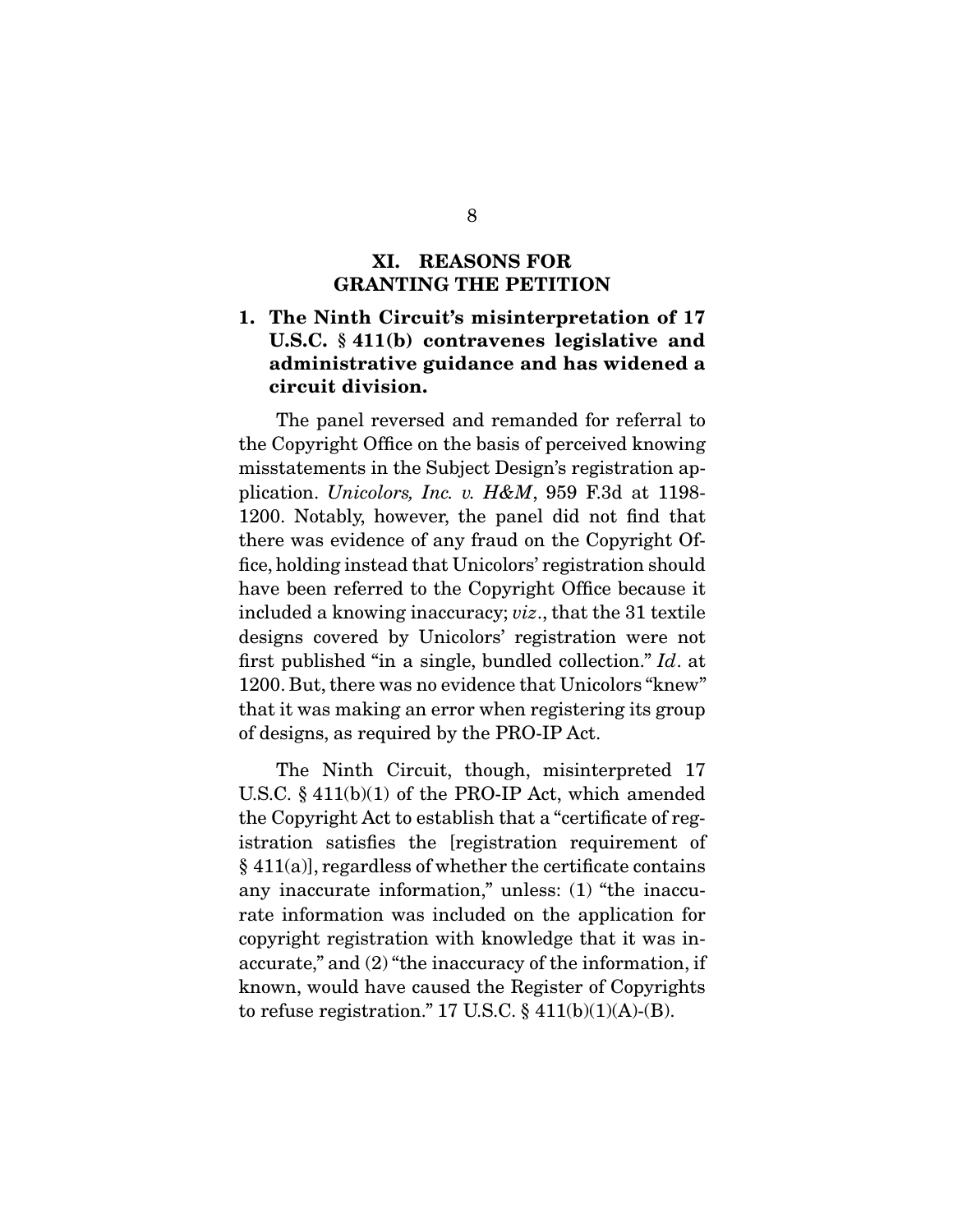## XI. REASONS FOR GRANTING THE PETITION

### 1. The Ninth Circuit's misinterpretation of 17 U.S.C. § 411(b) contravenes legislative and administrative guidance and has widened a circuit division.

The panel reversed and remanded for referral to the Copyright Office on the basis of perceived knowing misstatements in the Subject Design's registration application. *Unicolors, Inc. v. H&M*, 959 F.3d at 1198-1200. Notably, however, the panel did not find that there was evidence of any fraud on the Copyright Office, holding instead that Unicolors' registration should have been referred to the Copyright Office because it included a knowing inaccuracy; *viz*., that the 31 textile designs covered by Unicolors' registration were not first published "in a single, bundled collection." *Id*. at 1200. But, there was no evidence that Unicolors "knew" that it was making an error when registering its group of designs, as required by the PRO-IP Act.

The Ninth Circuit, though, misinterpreted 17 U.S.C. § 411(b)(1) of the PRO-IP Act, which amended the Copyright Act to establish that a "certificate of registration satisfies the [registration requirement of § 411(a)], regardless of whether the certificate contains any inaccurate information," unless: (1) "the inaccurate information was included on the application for copyright registration with knowledge that it was inaccurate," and (2) "the inaccuracy of the information, if known, would have caused the Register of Copyrights to refuse registration." 17 U.S.C. § 411(b)(1)(A)-(B).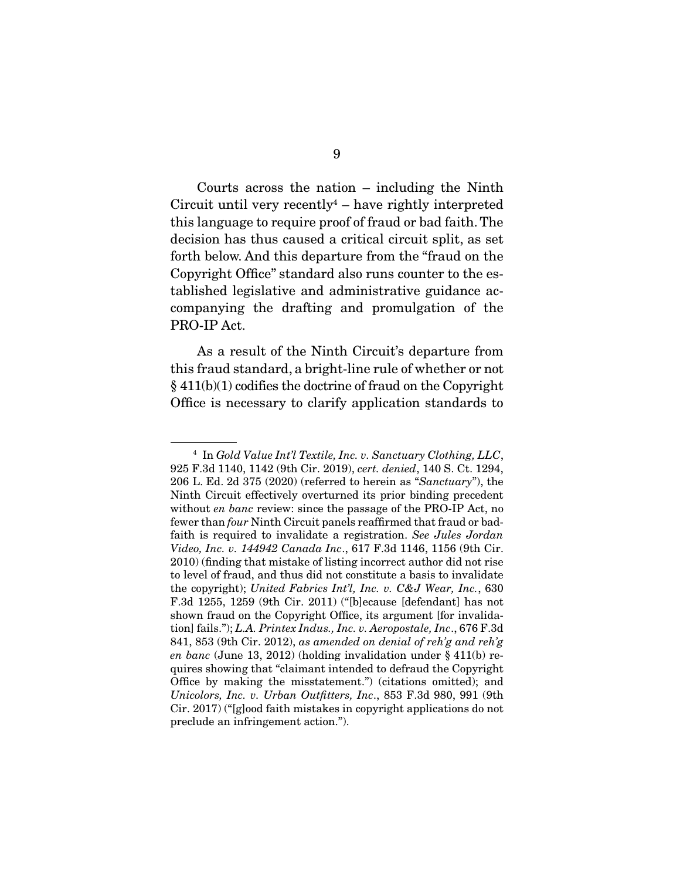Courts across the nation – including the Ninth Circuit until very recently[4] – have rightly interpreted this language to require proof of fraud or bad faith. The decision has thus caused a critical circuit split, as set forth below. And this departure from the "fraud on the Copyright Office" standard also runs counter to the established legislative and administrative guidance accompanying the drafting and promulgation of the PRO-IP Act.

As a result of the Ninth Circuit's departure from this fraud standard, a bright-line rule of whether or not § 411(b)(1) codifies the doctrine of fraud on the Copyright Office is necessary to clarify application standards to

---

[4] In *Gold Value Int'l Textile, Inc. v. Sanctuary Clothing, LLC*, 925 F.3d 1140, 1142 (9th Cir. 2019), *cert. denied*, 140 S. Ct. 1294, 206 L. Ed. 2d 375 (2020) (referred to herein as "*Sanctuary*"), the Ninth Circuit effectively overturned its prior binding precedent without *en banc* review: since the passage of the PRO-IP Act, no fewer than *four* Ninth Circuit panels reaffirmed that fraud or bad-faith is required to invalidate a registration. *See Jules Jordan Video, Inc. v. 144942 Canada Inc*., 617 F.3d 1146, 1156 (9th Cir. 2010) (finding that mistake of listing incorrect author did not rise to level of fraud, and thus did not constitute a basis to invalidate the copyright); *United Fabrics Int'l, Inc. v. C&J Wear, Inc.*, 630 F.3d 1255, 1259 (9th Cir. 2011) ("[b]ecause [defendant] has not shown fraud on the Copyright Office, its argument [for invalidation] fails."); *L.A. Printex Indus., Inc. v. Aeropostale, Inc*., 676 F.3d 841, 853 (9th Cir. 2012), *as amended on denial of reh'g and reh'g en banc* (June 13, 2012) (holding invalidation under § 411(b) requires showing that "claimant intended to defraud the Copyright Office by making the misstatement.") (citations omitted); and *Unicolors, Inc. v. Urban Outfitters, Inc*., 853 F.3d 980, 991 (9th Cir. 2017) ("[g]ood faith mistakes in copyright applications do not preclude an infringement action.").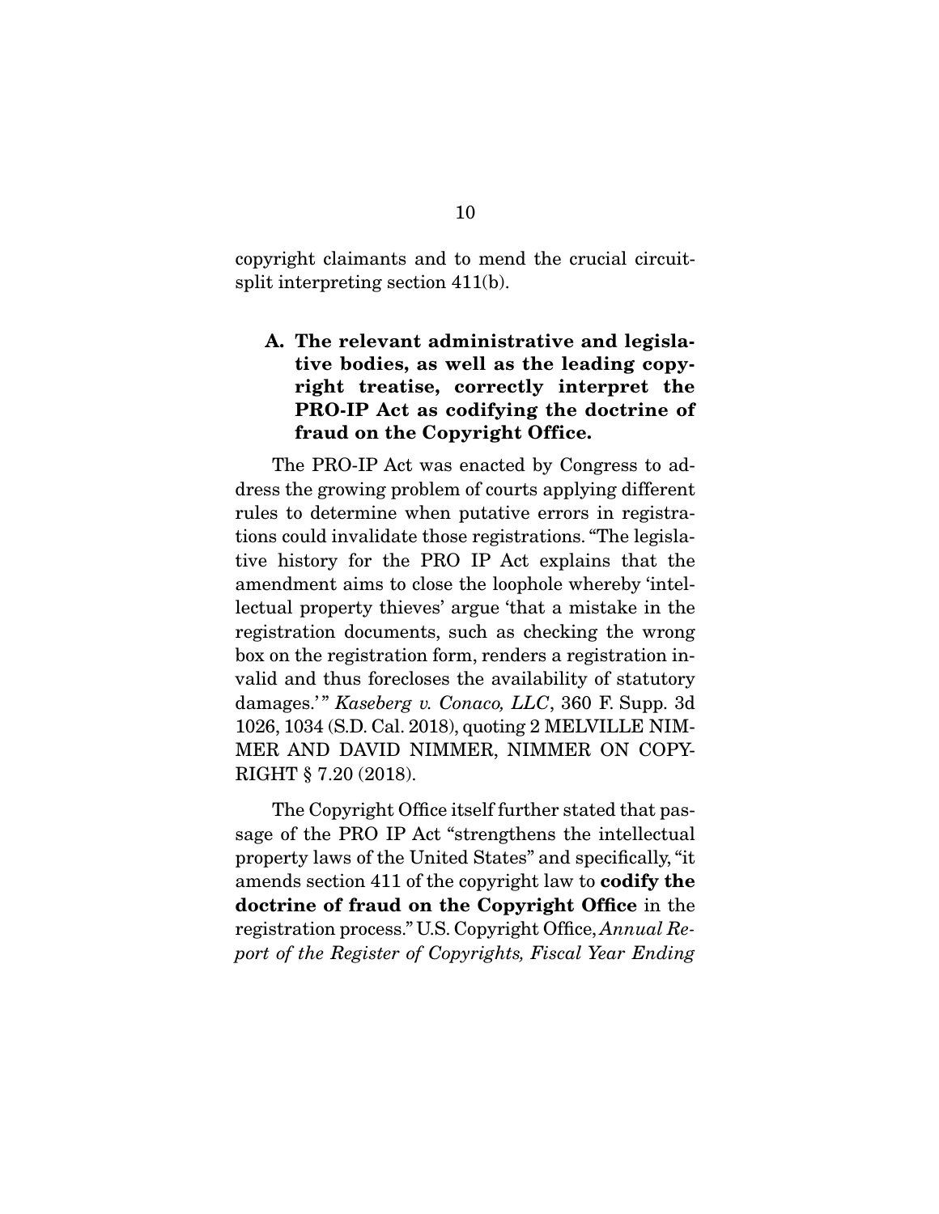copyright claimants and to mend the crucial circuit-split interpreting section 411(b).

### A. The relevant administrative and legislative bodies, as well as the leading copyright treatise, correctly interpret the PRO-IP Act as codifying the doctrine of fraud on the Copyright Office.

The PRO-IP Act was enacted by Congress to address the growing problem of courts applying different rules to determine when putative errors in registrations could invalidate those registrations. "The legislative history for the PRO IP Act explains that the amendment aims to close the loophole whereby 'intellectual property thieves' argue 'that a mistake in the registration documents, such as checking the wrong box on the registration form, renders a registration invalid and thus forecloses the availability of statutory damages.'" *Kaseberg v. Conaco, LLC*, 360 F. Supp. 3d 1026, 1034 (S.D. Cal. 2018), quoting 2 MELVILLE NIMMER AND DAVID NIMMER, NIMMER ON COPYRIGHT § 7.20 (2018).

The Copyright Office itself further stated that passage of the PRO IP Act "strengthens the intellectual property laws of the United States" and specifically, "it amends section 411 of the copyright law to **codify the doctrine of fraud on the Copyright Office** in the registration process." U.S. Copyright Office, *Annual Report of the Register of Copyrights, Fiscal Year Ending*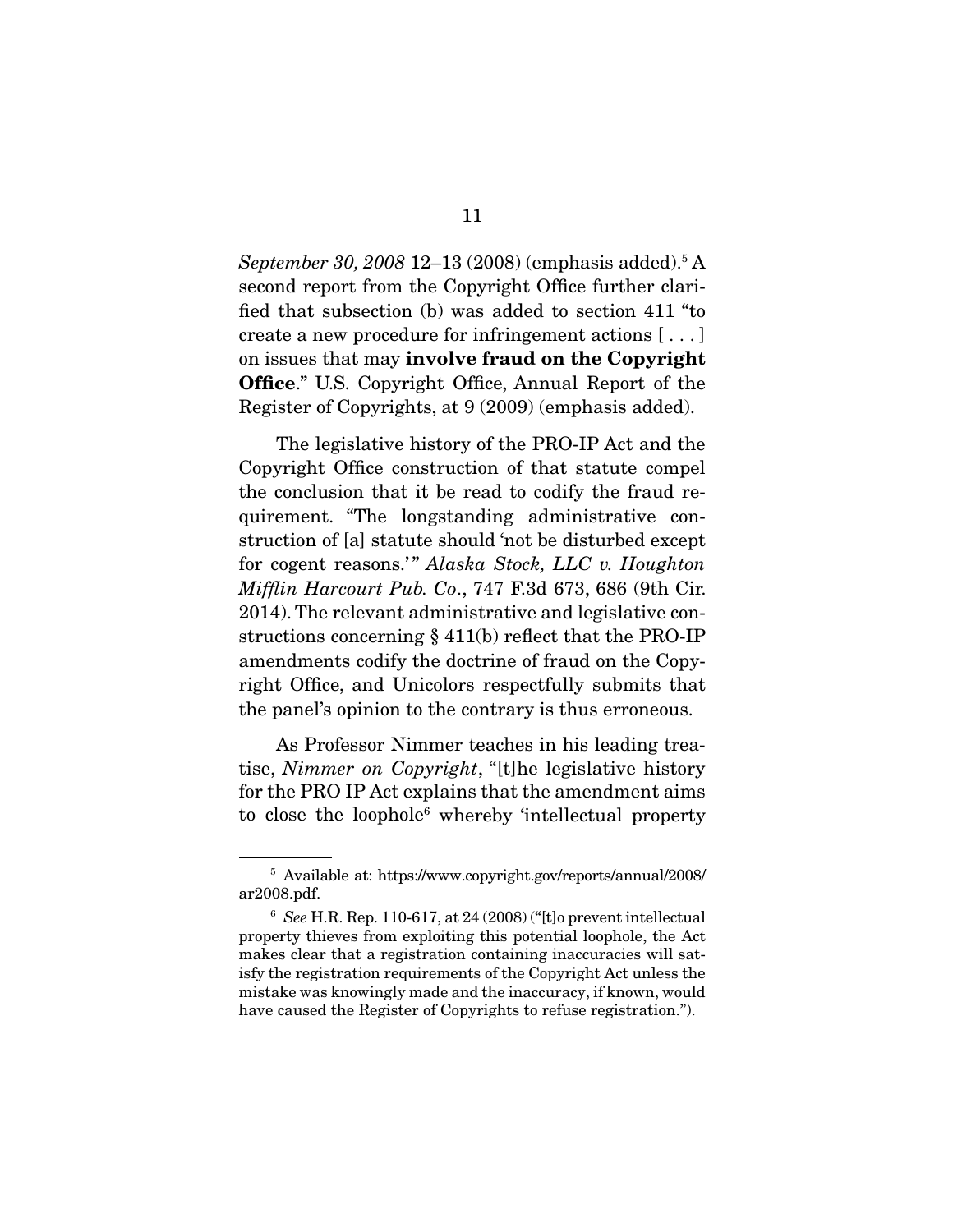*September 30, 2008* 12–13 (2008) (emphasis added).[5] A second report from the Copyright Office further clarified that subsection (b) was added to section 411 "to create a new procedure for infringement actions [ . . . ] on issues that may **involve fraud on the Copyright Office**." U.S. Copyright Office, Annual Report of the Register of Copyrights, at 9 (2009) (emphasis added).

The legislative history of the PRO-IP Act and the Copyright Office construction of that statute compel the conclusion that it be read to codify the fraud requirement. "The longstanding administrative construction of [a] statute should 'not be disturbed except for cogent reasons.'" *Alaska Stock, LLC v. Houghton Mifflin Harcourt Pub. Co.*, 747 F.3d 673, 686 (9th Cir. 2014). The relevant administrative and legislative constructions concerning § 411(b) reflect that the PRO-IP amendments codify the doctrine of fraud on the Copyright Office, and Unicolors respectfully submits that the panel's opinion to the contrary is thus erroneous.

As Professor Nimmer teaches in his leading treatise, *Nimmer on Copyright*, "[t]he legislative history for the PRO IP Act explains that the amendment aims to close the loophole[6] whereby 'intellectual property

---

[5] Available at: https://www.copyright.gov/reports/annual/2008/ar2008.pdf.

[6] *See* H.R. Rep. 110-617, at 24 (2008) ("[t]o prevent intellectual property thieves from exploiting this potential loophole, the Act makes clear that a registration containing inaccuracies will satisfy the registration requirements of the Copyright Act unless the mistake was knowingly made and the inaccuracy, if known, would have caused the Register of Copyrights to refuse registration.").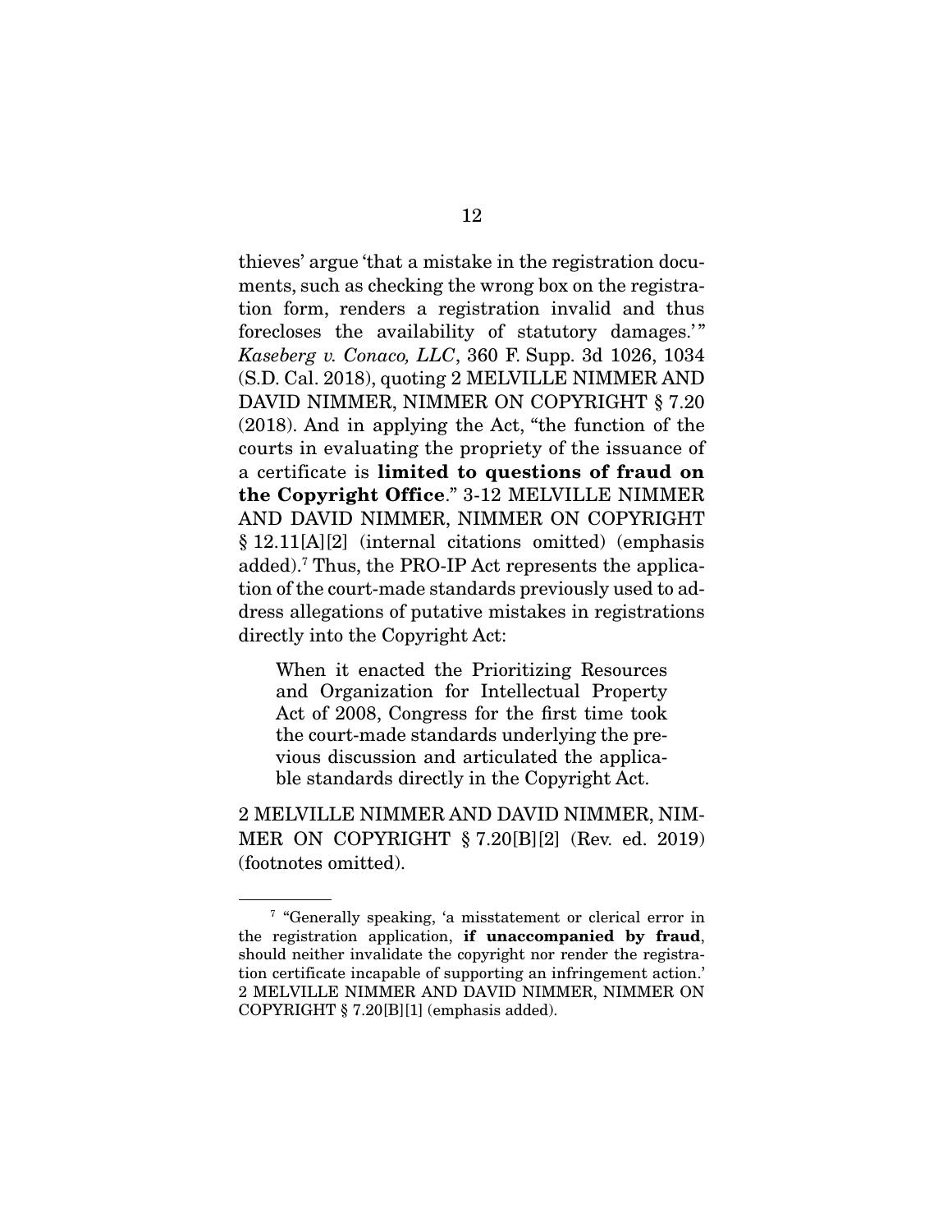thieves' argue 'that a mistake in the registration documents, such as checking the wrong box on the registration form, renders a registration invalid and thus forecloses the availability of statutory damages.'" *Kaseberg v. Conaco, LLC*, 360 F. Supp. 3d 1026, 1034 (S.D. Cal. 2018), quoting 2 MELVILLE NIMMER AND DAVID NIMMER, NIMMER ON COPYRIGHT § 7.20 (2018). And in applying the Act, "the function of the courts in evaluating the propriety of the issuance of a certificate is **limited to questions of fraud on the Copyright Office**." 3-12 MELVILLE NIMMER AND DAVID NIMMER, NIMMER ON COPYRIGHT § 12.11[A][2] (internal citations omitted) (emphasis added).[7] Thus, the PRO-IP Act represents the application of the court-made standards previously used to address allegations of putative mistakes in registrations directly into the Copyright Act:

> When it enacted the Prioritizing Resources and Organization for Intellectual Property Act of 2008, Congress for the first time took the court-made standards underlying the previous discussion and articulated the applicable standards directly in the Copyright Act.

2 MELVILLE NIMMER AND DAVID NIMMER, NIMMER ON COPYRIGHT § 7.20[B][2] (Rev. ed. 2019) (footnotes omitted).

---

[7] "Generally speaking, 'a misstatement or clerical error in the registration application, **if unaccompanied by fraud**, should neither invalidate the copyright nor render the registration certificate incapable of supporting an infringement action.' 2 MELVILLE NIMMER AND DAVID NIMMER, NIMMER ON COPYRIGHT § 7.20[B][1] (emphasis added).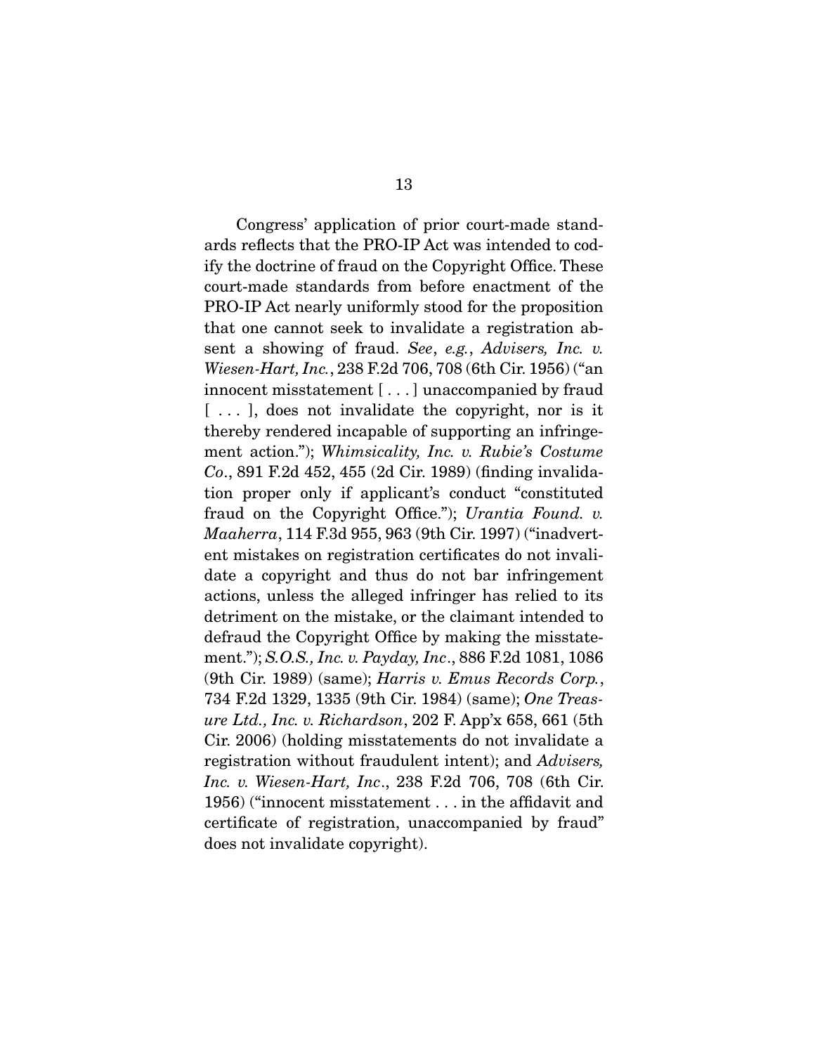Congress' application of prior court-made standards reflects that the PRO-IP Act was intended to codify the doctrine of fraud on the Copyright Office. These court-made standards from before enactment of the PRO-IP Act nearly uniformly stood for the proposition that one cannot seek to invalidate a registration absent a showing of fraud. *See*, *e.g.*, *Advisers, Inc. v. Wiesen-Hart, Inc.*, 238 F.2d 706, 708 (6th Cir. 1956) ("an innocent misstatement [ . . . ] unaccompanied by fraud [ . . . ], does not invalidate the copyright, nor is it thereby rendered incapable of supporting an infringement action."); *Whimsicality, Inc. v. Rubie's Costume Co*., 891 F.2d 452, 455 (2d Cir. 1989) (finding invalidation proper only if applicant's conduct "constituted fraud on the Copyright Office."); *Urantia Found. v. Maaherra*, 114 F.3d 955, 963 (9th Cir. 1997) ("inadvertent mistakes on registration certificates do not invalidate a copyright and thus do not bar infringement actions, unless the alleged infringer has relied to its detriment on the mistake, or the claimant intended to defraud the Copyright Office by making the misstatement."); *S.O.S., Inc. v. Payday, Inc*., 886 F.2d 1081, 1086 (9th Cir. 1989) (same); *Harris v. Emus Records Corp.*, 734 F.2d 1329, 1335 (9th Cir. 1984) (same); *One Treasure Ltd., Inc. v. Richardson*, 202 F. App'x 658, 661 (5th Cir. 2006) (holding misstatements do not invalidate a registration without fraudulent intent); and *Advisers, Inc. v. Wiesen-Hart, Inc*., 238 F.2d 706, 708 (6th Cir. 1956) ("innocent misstatement . . . in the affidavit and certificate of registration, unaccompanied by fraud" does not invalidate copyright).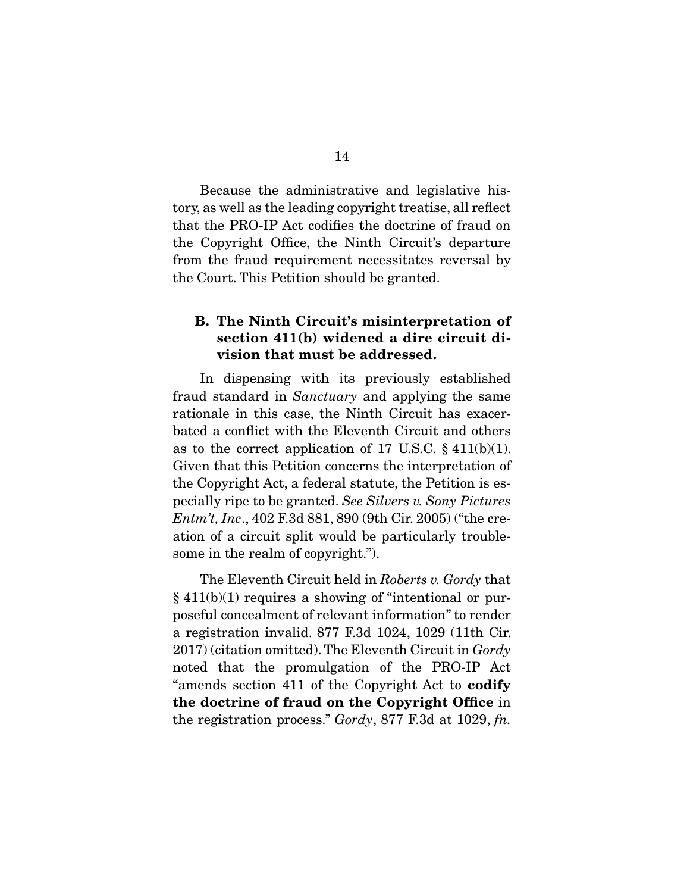Because the administrative and legislative history, as well as the leading copyright treatise, all reflect that the PRO-IP Act codifies the doctrine of fraud on the Copyright Office, the Ninth Circuit's departure from the fraud requirement necessitates reversal by the Court. This Petition should be granted.

### B. The Ninth Circuit's misinterpretation of section 411(b) widened a dire circuit division that must be addressed.

In dispensing with its previously established fraud standard in *Sanctuary* and applying the same rationale in this case, the Ninth Circuit has exacerbated a conflict with the Eleventh Circuit and others as to the correct application of 17 U.S.C. § 411(b)(1). Given that this Petition concerns the interpretation of the Copyright Act, a federal statute, the Petition is especially ripe to be granted. *See Silvers v. Sony Pictures Entm't, Inc*., 402 F.3d 881, 890 (9th Cir. 2005) ("the creation of a circuit split would be particularly troublesome in the realm of copyright.").

The Eleventh Circuit held in *Roberts v. Gordy* that § 411(b)(1) requires a showing of "intentional or purposeful concealment of relevant information" to render a registration invalid. 877 F.3d 1024, 1029 (11th Cir. 2017) (citation omitted). The Eleventh Circuit in *Gordy* noted that the promulgation of the PRO-IP Act "amends section 411 of the Copyright Act to **codify the doctrine of fraud on the Copyright Office** in the registration process." *Gordy*, 877 F.3d at 1029, *fn.*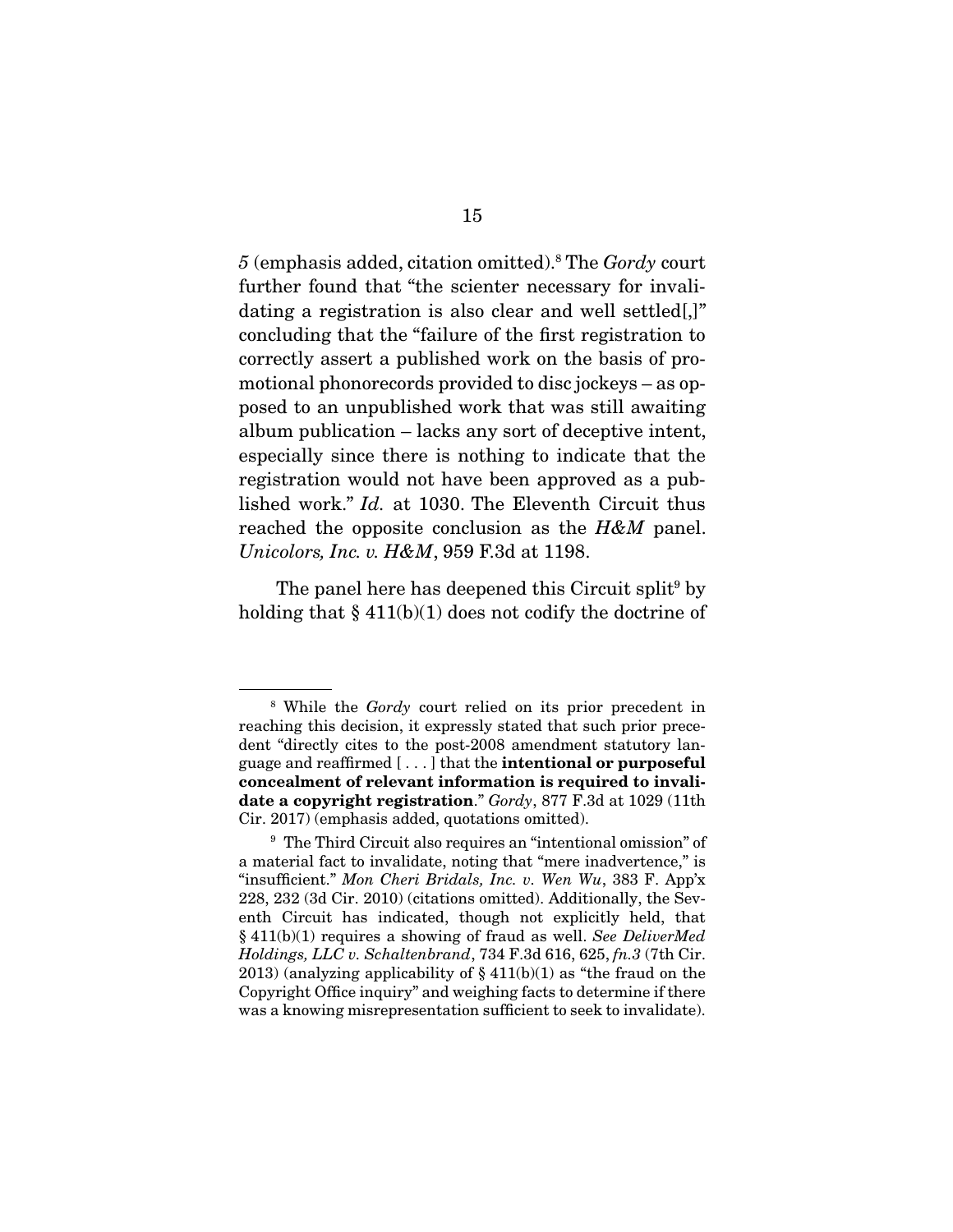*5* (emphasis added, citation omitted).[8] The *Gordy* court further found that "the scienter necessary for invalidating a registration is also clear and well settled[,]" concluding that the "failure of the first registration to correctly assert a published work on the basis of promotional phonorecords provided to disc jockeys – as opposed to an unpublished work that was still awaiting album publication – lacks any sort of deceptive intent, especially since there is nothing to indicate that the registration would not have been approved as a published work." *Id.* at 1030. The Eleventh Circuit thus reached the opposite conclusion as the *H&M* panel. *Unicolors, Inc. v. H&M*, 959 F.3d at 1198.

The panel here has deepened this Circuit split[9] by holding that § 411(b)(1) does not codify the doctrine of

---

[8] While the *Gordy* court relied on its prior precedent in reaching this decision, it expressly stated that such prior precedent "directly cites to the post-2008 amendment statutory language and reaffirmed [ . . . ] that the **intentional or purposeful concealment of relevant information is required to invalidate a copyright registration**." *Gordy*, 877 F.3d at 1029 (11th Cir. 2017) (emphasis added, quotations omitted).

[9] The Third Circuit also requires an "intentional omission" of a material fact to invalidate, noting that "mere inadvertence," is "insufficient." *Mon Cheri Bridals, Inc. v. Wen Wu*, 383 F. App'x 228, 232 (3d Cir. 2010) (citations omitted). Additionally, the Seventh Circuit has indicated, though not explicitly held, that § 411(b)(1) requires a showing of fraud as well. *See DeliverMed Holdings, LLC v. Schaltenbrand*, 734 F.3d 616, 625, *fn.3* (7th Cir. 2013) (analyzing applicability of § 411(b)(1) as "the fraud on the Copyright Office inquiry" and weighing facts to determine if there was a knowing misrepresentation sufficient to seek to invalidate).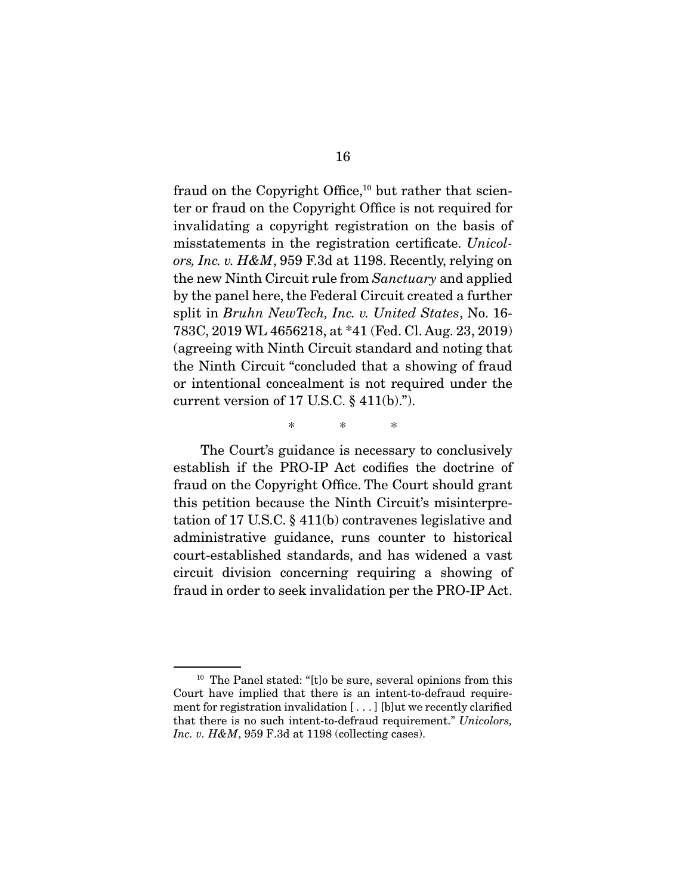fraud on the Copyright Office,[10] but rather that scienter or fraud on the Copyright Office is not required for invalidating a copyright registration on the basis of misstatements in the registration certificate. *Unicolors, Inc. v. H&M*, 959 F.3d at 1198. Recently, relying on the new Ninth Circuit rule from *Sanctuary* and applied by the panel here, the Federal Circuit created a further split in *Bruhn NewTech, Inc. v. United States*, No. 16-783C, 2019 WL 4656218, at *41 (Fed. Cl. Aug. 23, 2019) (agreeing with Ninth Circuit standard and noting that the Ninth Circuit "concluded that a showing of fraud or intentional concealment is not required under the current version of 17 U.S.C. § 411(b).").

\* \* \*

The Court's guidance is necessary to conclusively establish if the PRO-IP Act codifies the doctrine of fraud on the Copyright Office. The Court should grant this petition because the Ninth Circuit's misinterpretation of 17 U.S.C. § 411(b) contravenes legislative and administrative guidance, runs counter to historical court-established standards, and has widened a vast circuit division concerning requiring a showing of fraud in order to seek invalidation per the PRO-IP Act.

---

[10] The Panel stated: "[t]o be sure, several opinions from this Court have implied that there is an intent-to-defraud requirement for registration invalidation [ . . . ] [b]ut we recently clarified that there is no such intent-to-defraud requirement." *Unicolors, Inc. v. H&M*, 959 F.3d at 1198 (collecting cases).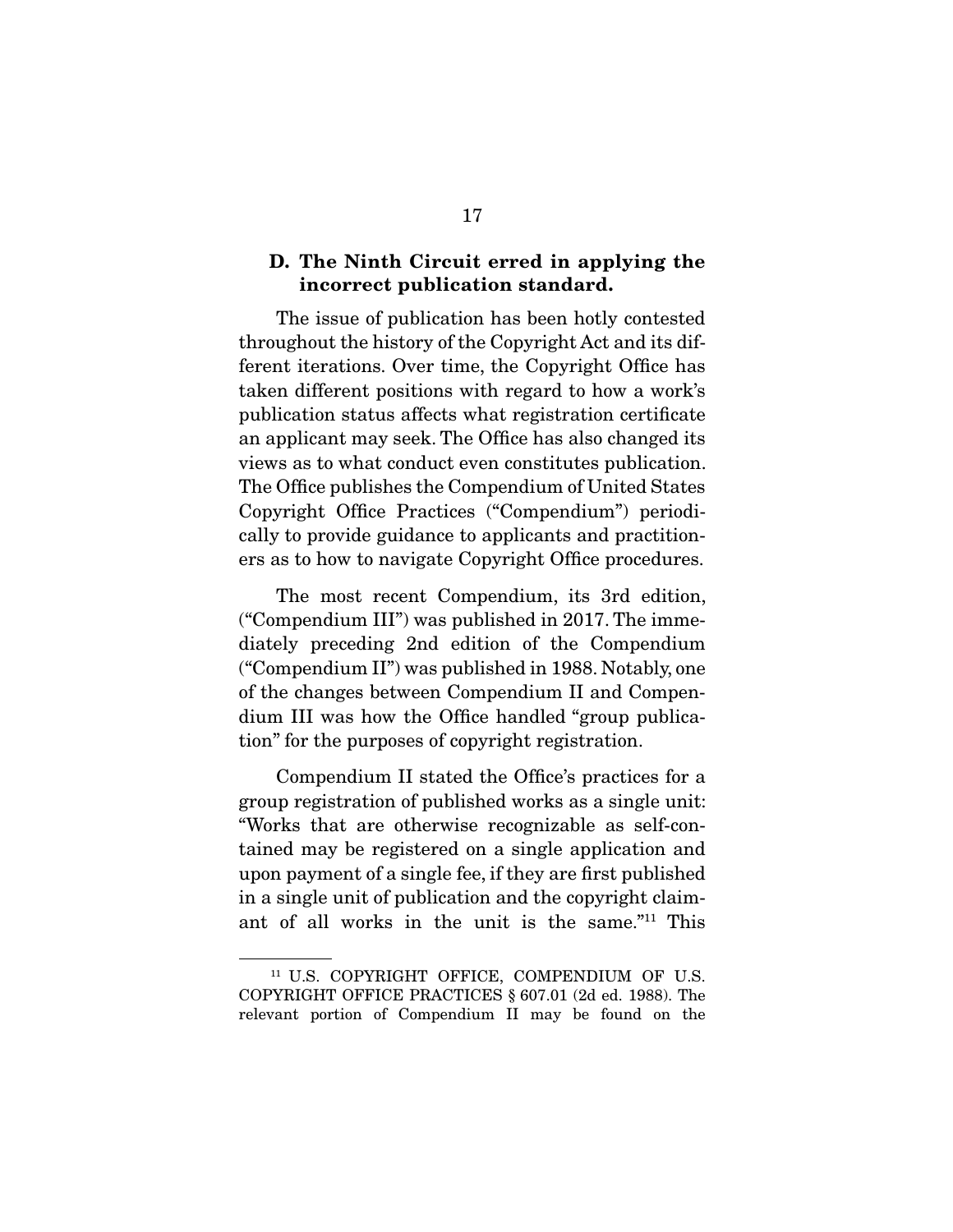### D. The Ninth Circuit erred in applying the incorrect publication standard.

The issue of publication has been hotly contested throughout the history of the Copyright Act and its different iterations. Over time, the Copyright Office has taken different positions with regard to how a work's publication status affects what registration certificate an applicant may seek. The Office has also changed its views as to what conduct even constitutes publication. The Office publishes the Compendium of United States Copyright Office Practices ("Compendium") periodically to provide guidance to applicants and practitioners as to how to navigate Copyright Office procedures.

The most recent Compendium, its 3rd edition, ("Compendium III") was published in 2017. The immediately preceding 2nd edition of the Compendium ("Compendium II") was published in 1988. Notably, one of the changes between Compendium II and Compendium III was how the Office handled "group publication" for the purposes of copyright registration.

Compendium II stated the Office's practices for a group registration of published works as a single unit: "Works that are otherwise recognizable as self-contained may be registered on a single application and upon payment of a single fee, if they are first published in a single unit of publication and the copyright claimant of all works in the unit is the same."[11] This

---

[11] U.S. COPYRIGHT OFFICE, COMPENDIUM OF U.S. COPYRIGHT OFFICE PRACTICES § 607.01 (2d ed. 1988). The relevant portion of Compendium II may be found on the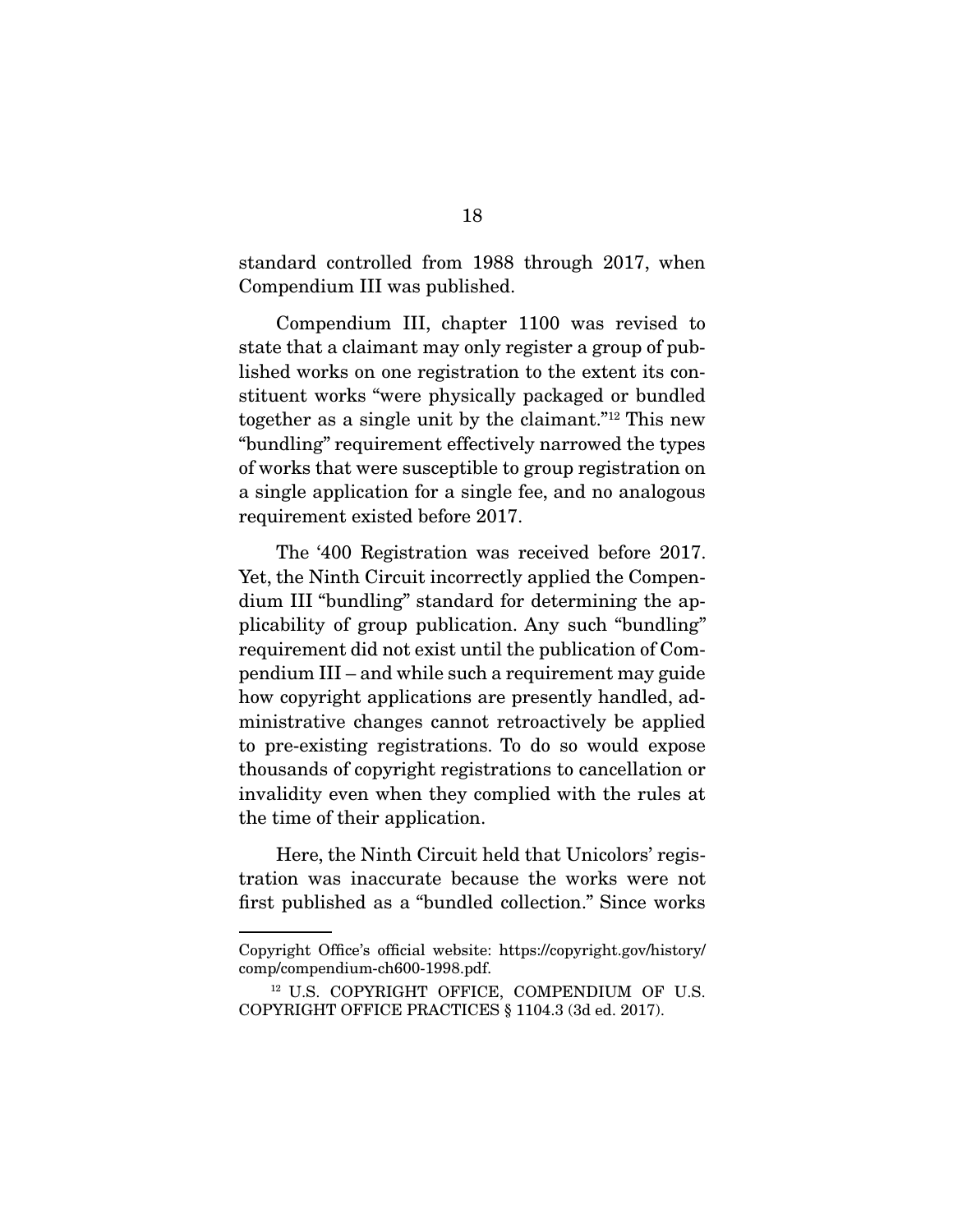standard controlled from 1988 through 2017, when Compendium III was published.

Compendium III, chapter 1100 was revised to state that a claimant may only register a group of published works on one registration to the extent its constituent works "were physically packaged or bundled together as a single unit by the claimant."[12] This new "bundling" requirement effectively narrowed the types of works that were susceptible to group registration on a single application for a single fee, and no analogous requirement existed before 2017.

The '400 Registration was received before 2017. Yet, the Ninth Circuit incorrectly applied the Compendium III "bundling" standard for determining the applicability of group publication. Any such "bundling" requirement did not exist until the publication of Compendium III – and while such a requirement may guide how copyright applications are presently handled, administrative changes cannot retroactively be applied to pre-existing registrations. To do so would expose thousands of copyright registrations to cancellation or invalidity even when they complied with the rules at the time of their application.

Here, the Ninth Circuit held that Unicolors' registration was inaccurate because the works were not first published as a "bundled collection." Since works

---

Copyright Office's official website: https://copyright.gov/history/comp/compendium-ch600-1998.pdf.

[12] U.S. COPYRIGHT OFFICE, COMPENDIUM OF U.S. COPYRIGHT OFFICE PRACTICES § 1104.3 (3d ed. 2017).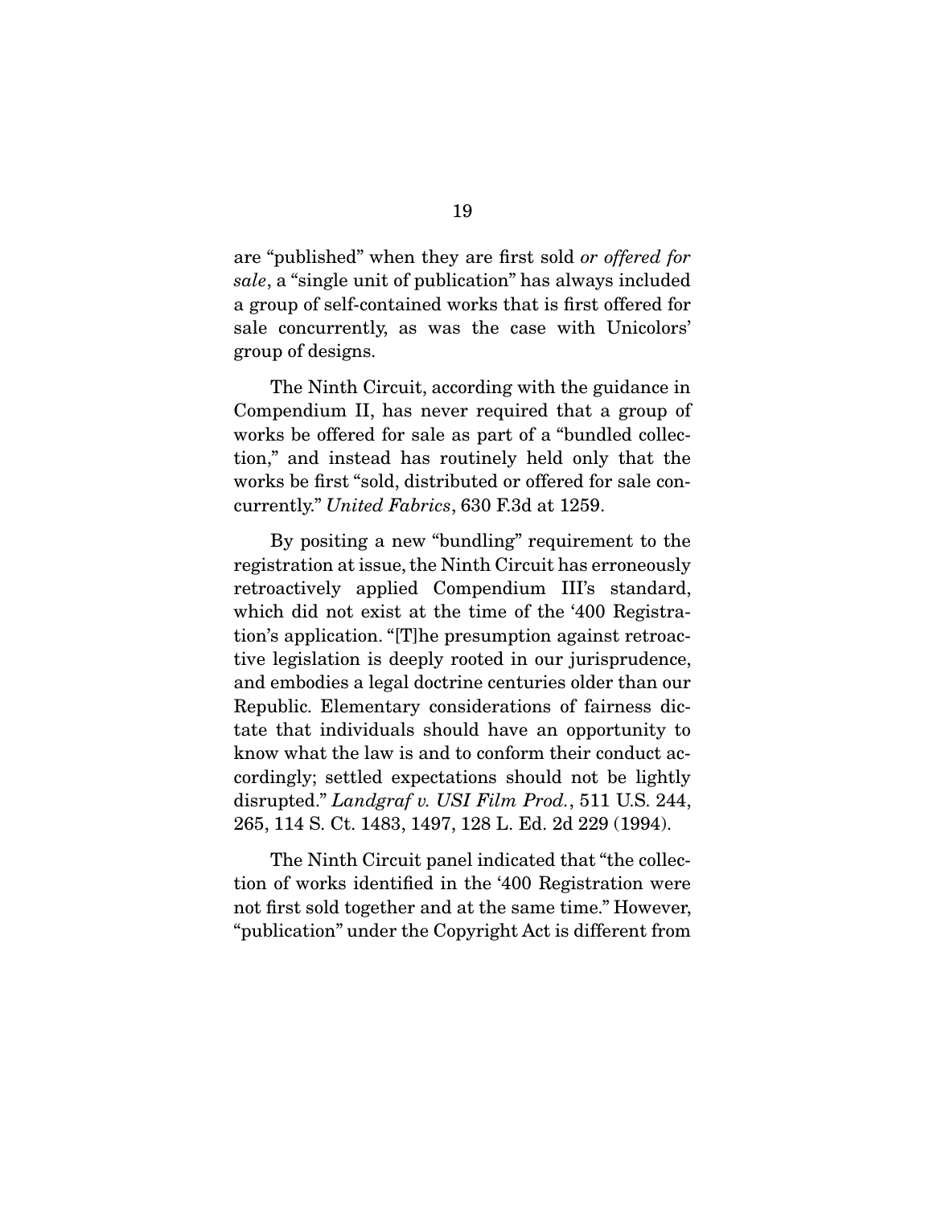are "published" when they are first sold *or offered for sale*, a "single unit of publication" has always included a group of self-contained works that is first offered for sale concurrently, as was the case with Unicolors' group of designs.

The Ninth Circuit, according with the guidance in Compendium II, has never required that a group of works be offered for sale as part of a "bundled collection," and instead has routinely held only that the works be first "sold, distributed or offered for sale concurrently." *United Fabrics*, 630 F.3d at 1259.

By positing a new "bundling" requirement to the registration at issue, the Ninth Circuit has erroneously retroactively applied Compendium III's standard, which did not exist at the time of the '400 Registration's application. "[T]he presumption against retroactive legislation is deeply rooted in our jurisprudence, and embodies a legal doctrine centuries older than our Republic. Elementary considerations of fairness dictate that individuals should have an opportunity to know what the law is and to conform their conduct accordingly; settled expectations should not be lightly disrupted." *Landgraf v. USI Film Prod.*, 511 U.S. 244, 265, 114 S. Ct. 1483, 1497, 128 L. Ed. 2d 229 (1994).

The Ninth Circuit panel indicated that "the collection of works identified in the '400 Registration were not first sold together and at the same time." However, "publication" under the Copyright Act is different from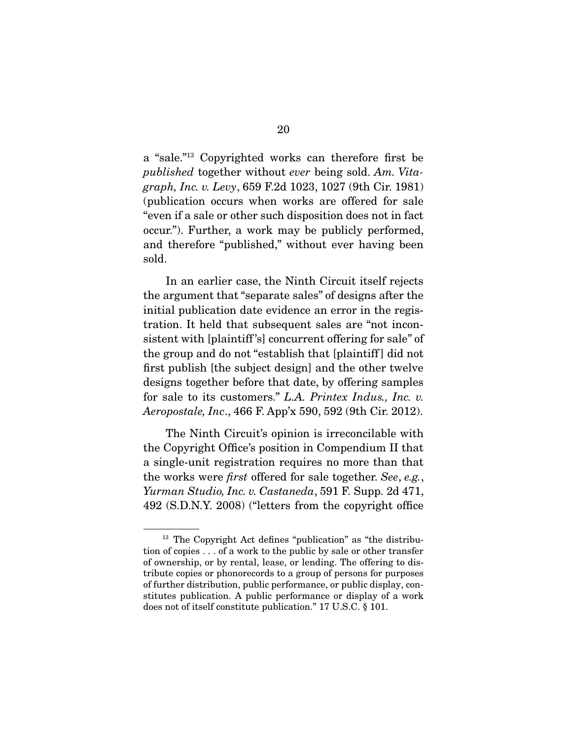a "sale."[13] Copyrighted works can therefore first be *published* together without *ever* being sold. *Am. Vitagraph, Inc. v. Levy*, 659 F.2d 1023, 1027 (9th Cir. 1981) (publication occurs when works are offered for sale "even if a sale or other such disposition does not in fact occur."). Further, a work may be publicly performed, and therefore "published," without ever having been sold.

In an earlier case, the Ninth Circuit itself rejects the argument that "separate sales" of designs after the initial publication date evidence an error in the registration. It held that subsequent sales are "not inconsistent with [plaintiff's] concurrent offering for sale" of the group and do not "establish that [plaintiff] did not first publish [the subject design] and the other twelve designs together before that date, by offering samples for sale to its customers." *L.A. Printex Indus., Inc. v. Aeropostale, Inc*., 466 F. App'x 590, 592 (9th Cir. 2012).

The Ninth Circuit's opinion is irreconcilable with the Copyright Office's position in Compendium II that a single-unit registration requires no more than that the works were *first* offered for sale together. *See*, *e.g.*, *Yurman Studio, Inc. v. Castaneda*, 591 F. Supp. 2d 471, 492 (S.D.N.Y. 2008) ("letters from the copyright office

---

[13] The Copyright Act defines "publication" as "the distribution of copies . . . of a work to the public by sale or other transfer of ownership, or by rental, lease, or lending. The offering to distribute copies or phonorecords to a group of persons for purposes of further distribution, public performance, or public display, constitutes publication. A public performance or display of a work does not of itself constitute publication." 17 U.S.C. § 101.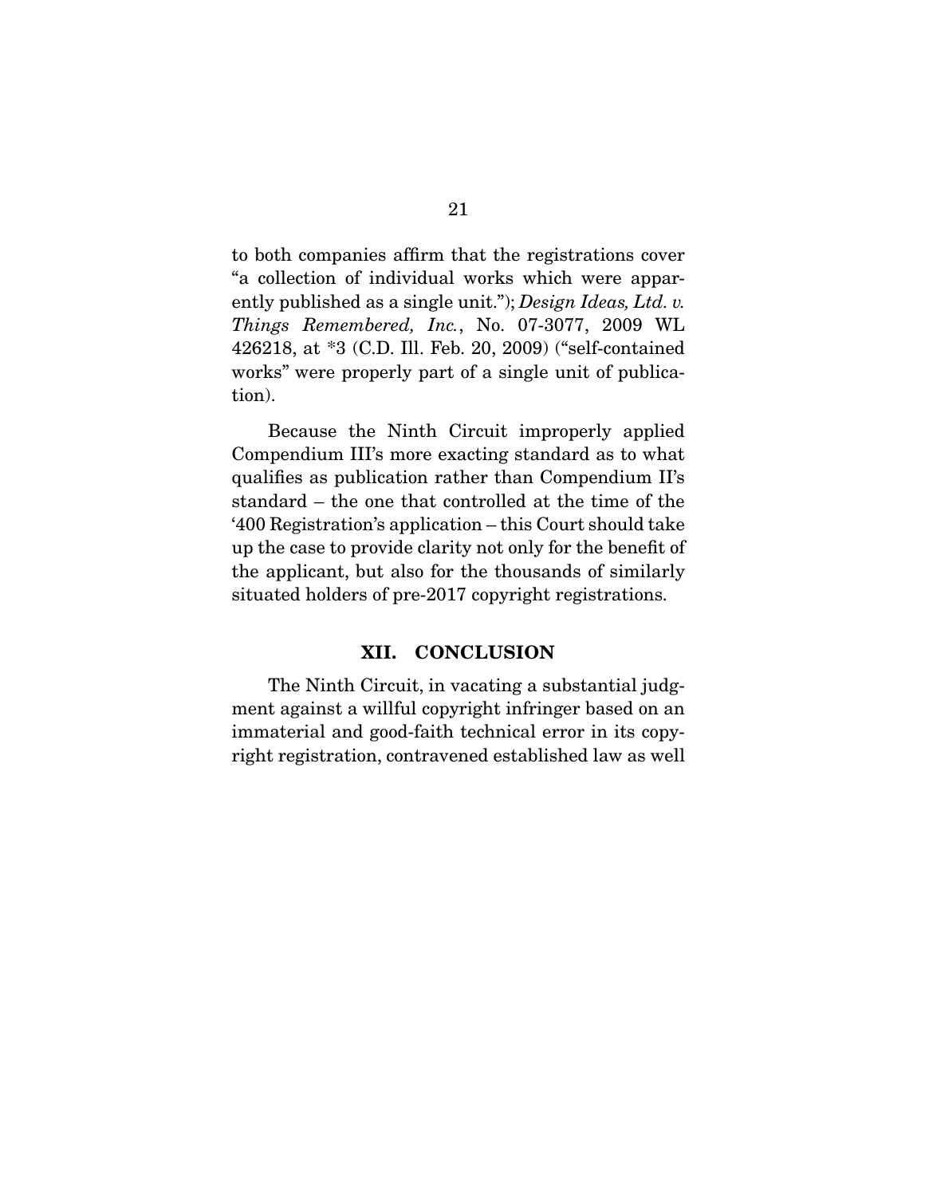to both companies affirm that the registrations cover "a collection of individual works which were apparently published as a single unit."); *Design Ideas, Ltd. v. Things Remembered, Inc.*, No. 07-3077, 2009 WL 426218, at *3 (C.D. Ill. Feb. 20, 2009) ("self-contained works" were properly part of a single unit of publication).

Because the Ninth Circuit improperly applied Compendium III's more exacting standard as to what qualifies as publication rather than Compendium II's standard – the one that controlled at the time of the '400 Registration's application – this Court should take up the case to provide clarity not only for the benefit of the applicant, but also for the thousands of similarly situated holders of pre-2017 copyright registrations.

## XII. CONCLUSION

The Ninth Circuit, in vacating a substantial judgment against a willful copyright infringer based on an immaterial and good-faith technical error in its copyright registration, contravened established law as well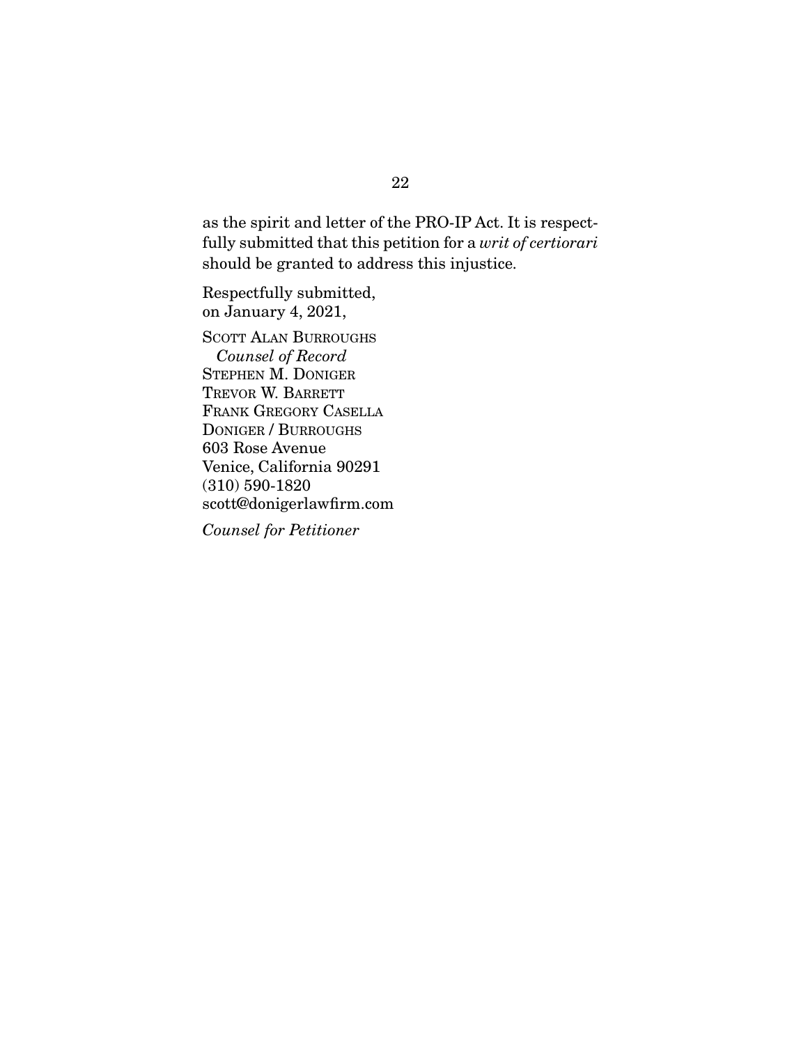as the spirit and letter of the PRO-IP Act. It is respectfully submitted that this petition for a *writ of certiorari* should be granted to address this injustice.

Respectfully submitted,
on January 4, 2021,

SCOTT ALAN BURROUGHS
*Counsel of Record*
STEPHEN M. DONIGER
TREVOR W. BARRETT
FRANK GREGORY CASELLA
DONIGER / BURROUGHS
603 Rose Avenue
Venice, California 90291
(310) 590-1820
scott@donigerlawfirm.com

*Counsel for Petitioner*